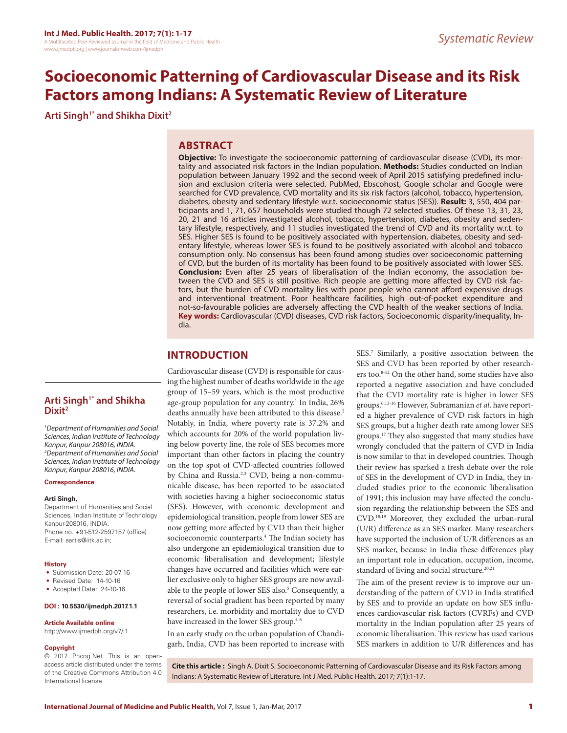Systematic Review

# Socioeconomic Patterning of Cardiovascular Disease and its Risk Factors among Indians: A Systematic Review of Literature

**Arti Singh[1*] and Shikha Dixit[2]**

## ABSTRACT

**Objective:** To investigate the socioeconomic patterning of cardiovascular disease (CVD), its mortality and associated risk factors in the Indian population. **Methods:** Studies conducted on Indian population between January 1992 and the second week of April 2015 satisfying predefined inclusion and exclusion criteria were selected. PubMed, Ebscohost, Google scholar and Google were searched for CVD prevalence, CVD mortality and its six risk factors (alcohol, tobacco, hypertension, diabetes, obesity and sedentary lifestyle w.r.t. socioeconomic status (SES)). **Result:** 3, 550, 404 participants and 1, 71, 657 households were studied though 72 selected studies. Of these 13, 31, 23, 20, 21 and 16 articles investigated alcohol, tobacco, hypertension, diabetes, obesity and sedentary lifestyle, respectively, and 11 studies investigated the trend of CVD and its mortality w.r.t. to SES. Higher SES is found to be positively associated with hypertension, diabetes, obesity and sedentary lifestyle, whereas lower SES is found to be positively associated with alcohol and tobacco consumption only. No consensus has been found among studies over socioeconomic patterning of CVD, but the burden of its mortality has been found to be positively associated with lower SES. **Conclusion:** Even after 25 years of liberalisation of the Indian economy, the association between the CVD and SES is still positive. Rich people are getting more affected by CVD risk factors, but the burden of CVD mortality lies with poor people who cannot afford expensive drugs and interventional treatment. Poor healthcare facilities, high out-of-pocket expenditure and not-so-favourable policies are adversely affecting the CVD health of the weaker sections of India.

**Key words:** Cardiovascular (CVD) diseases, CVD risk factors, Socioeconomic disparity/inequality, India.

**Arti Singh[1*] and Shikha Dixit[2]**

*[1]Department of Humanities and Social Sciences, Indian Institute of Technology Kanpur, Kanpur 208016, INDIA.*
*[2]Department of Humanities and Social Sciences, Indian Institute of Technology Kanpur, Kanpur 208016, INDIA.*

**Correspondence**

**Arti Singh,**

Department of Humanities and Social Sciences, Indian Institute of Technology Kanpur-208016, INDIA.
Phone no. +91-512-2597157 (office)
E-mail: aartis@iitk.ac.in;

**History**

- Submission Date: 20-07-16
- Revised Date: 14-10-16
- Accepted Date: 24-10-16

**DOI : 10.5530/ijmedph.2017.1.1**

**Article Available online**

http://www.ijmedph.org/v7/i1

**Copyright**

© 2017 Phcog.Net. This is an open-access article distributed under the terms of the Creative Commons Attribution 4.0 International license.

## INTRODUCTION

Cardiovascular disease (CVD) is responsible for causing the highest number of deaths worldwide in the age group of 15–59 years, which is the most productive age-group population for any country.[1] In India, 26% deaths annually have been attributed to this disease.[2] Notably, in India, where poverty rate is 37.2% and which accounts for 20% of the world population living below poverty line, the role of SES becomes more important than other factors in placing the country on the top spot of CVD-affected countries followed by China and Russia.[2,3] CVD, being a non-communicable disease, has been reported to be associated with societies having a higher socioeconomic status (SES). However, with economic development and epidemiological transition, people from lower SES are now getting more affected by CVD than their higher socioeconomic counterparts.[4] The Indian society has also undergone an epidemiological transition due to economic liberalisation and development; lifestyle changes have occurred and facilities which were earlier exclusive only to higher SES groups are now available to the people of lower SES also.[5] Consequently, a reversal of social gradient has been reported by many researchers, i.e. morbidity and mortality due to CVD have increased in the lower SES group.[4-6]

In an early study on the urban population of Chandigarh, India, CVD has been reported to increase with SES.[7] Similarly, a positive association between the SES and CVD has been reported by other researchers too.[8-12] On the other hand, some studies have also reported a negative association and have concluded that the CVD mortality rate is higher in lower SES groups.[6,13-16] However, Subramanian *et al*. have reported a higher prevalence of CVD risk factors in high SES groups, but a higher death rate among lower SES groups.[17] They also suggested that many studies have wrongly concluded that the pattern of CVD in India is now similar to that in developed countries. Though their review has sparked a fresh debate over the role of SES in the development of CVD in India, they included studies prior to the economic liberalisation of 1991; this inclusion may have affected the conclusion regarding the relationship between the SES and CVD.[18,19] Moreover, they excluded the urban-rural (U/R) difference as an SES marker. Many researchers have supported the inclusion of U/R differences as an SES marker, because in India these differences play an important role in education, occupation, income, standard of living and social structure.[20,21]

The aim of the present review is to improve our understanding of the pattern of CVD in India stratified by SES and to provide an update on how SES influences cardiovascular risk factors (CVRFs) and CVD mortality in the Indian population after 25 years of economic liberalisation. This review has used various SES markers in addition to U/R differences and has

**Cite this article :** Singh A, Dixit S. Socioeconomic Patterning of Cardiovascular Disease and its Risk Factors among Indians: A Systematic Review of Literature. Int J Med. Public Health. 2017; 7(1):1-17.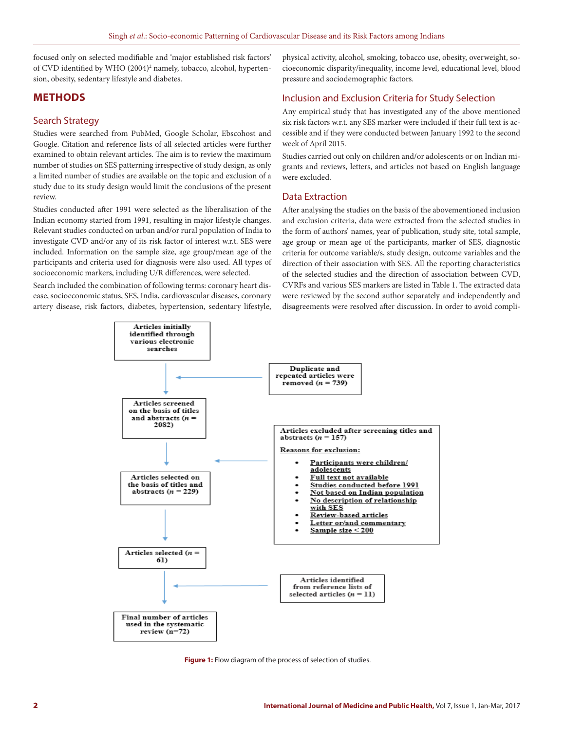focused only on selected modifiable and 'major established risk factors' of CVD identified by WHO (2004)[2] namely, tobacco, alcohol, hypertension, obesity, sedentary lifestyle and diabetes.

## METHODS

### Search Strategy

Studies were searched from PubMed, Google Scholar, Ebscohost and Google. Citation and reference lists of all selected articles were further examined to obtain relevant articles. The aim is to review the maximum number of studies on SES patterning irrespective of study design, as only a limited number of studies are available on the topic and exclusion of a study due to its study design would limit the conclusions of the present review.

Studies conducted after 1991 were selected as the liberalisation of the Indian economy started from 1991, resulting in major lifestyle changes. Relevant studies conducted on urban and/or rural population of India to investigate CVD and/or any of its risk factor of interest w.r.t. SES were included. Information on the sample size, age group/mean age of the participants and criteria used for diagnosis were also used. All types of socioeconomic markers, including U/R differences, were selected.

Search included the combination of following terms: coronary heart disease, socioeconomic status, SES, India, cardiovascular diseases, coronary artery disease, risk factors, diabetes, hypertension, sedentary lifestyle, physical activity, alcohol, smoking, tobacco use, obesity, overweight, socioeconomic disparity/inequality, income level, educational level, blood pressure and sociodemographic factors.

### Inclusion and Exclusion Criteria for Study Selection

Any empirical study that has investigated any of the above mentioned six risk factors w.r.t. any SES marker were included if their full text is accessible and if they were conducted between January 1992 to the second week of April 2015.

Studies carried out only on children and/or adolescents or on Indian migrants and reviews, letters, and articles not based on English language were excluded.

### Data Extraction

After analysing the studies on the basis of the abovementioned inclusion and exclusion criteria, data were extracted from the selected studies in the form of authors' names, year of publication, study site, total sample, age group or mean age of the participants, marker of SES, diagnostic criteria for outcome variable/s, study design, outcome variables and the direction of their association with SES. All the reporting characteristics of the selected studies and the direction of association between CVD, CVRFs and various SES markers are listed in Table 1. The extracted data were reviewed by the second author separately and independently and disagreements were resolved after discussion. In order to avoid compli-

Articles initially identified through various electronic searches

Duplicate and repeated articles were removed ($n$ = 739)

Articles screened on the basis of titles and abstracts ($n$ = 2082)

Articles excluded after screening titles and abstracts ($n$ = 157)

Reasons for exclusion:

- Participants were children/adolescents
- Full text not available
- Studies conducted before 1991
- Not based on Indian population
- No description of relationship with SES
- Review-based articles
- Letter or/and commentary
- Sample size < 200

Articles selected on the basis of titles and abstracts ($n$ = 229)

Articles selected ($n$ = 61)

Articles identified from reference lists of selected articles ($n$ = 11)

Final number of articles used in the systematic review (n=72)

**Figure 1:** Flow diagram of the process of selection of studies.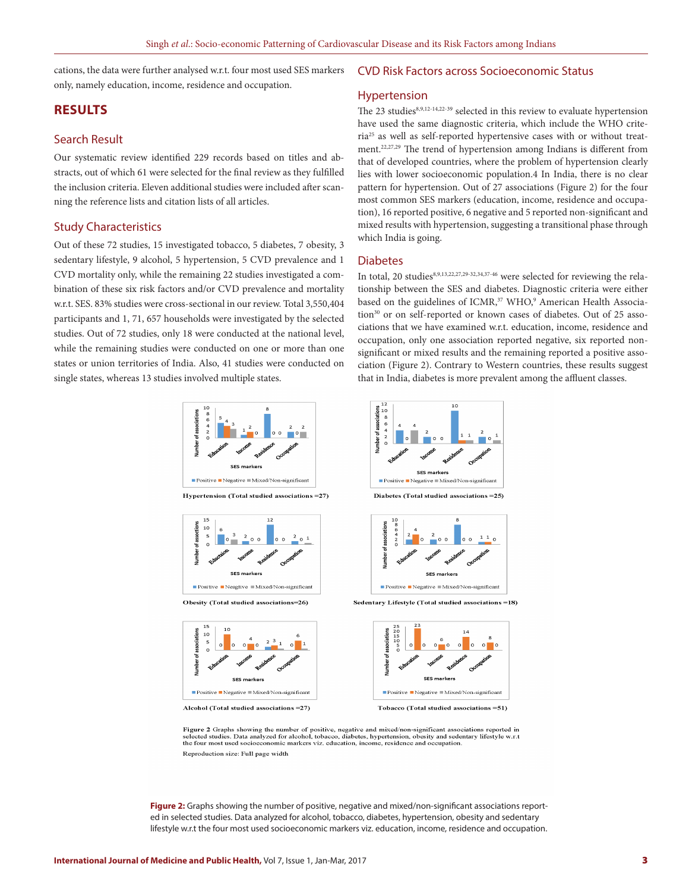cations, the data were further analysed w.r.t. four most used SES markers only, namely education, income, residence and occupation.

## RESULTS

### Search Result

Our systematic review identified 229 records based on titles and abstracts, out of which 61 were selected for the final review as they fulfilled the inclusion criteria. Eleven additional studies were included after scanning the reference lists and citation lists of all articles.

### Study Characteristics

Out of these 72 studies, 15 investigated tobacco, 5 diabetes, 7 obesity, 3 sedentary lifestyle, 9 alcohol, 5 hypertension, 5 CVD prevalence and 1 CVD mortality only, while the remaining 22 studies investigated a combination of these six risk factors and/or CVD prevalence and mortality w.r.t. SES. 83% studies were cross-sectional in our review. Total 3,550,404 participants and 1, 71, 657 households were investigated by the selected studies. Out of 72 studies, only 18 were conducted at the national level, while the remaining studies were conducted on one or more than one states or union territories of India. Also, 41 studies were conducted on single states, whereas 13 studies involved multiple states.

## CVD Risk Factors across Socioeconomic Status

### Hypertension

The 23 studies[8,9,12-14,22-39] selected in this review to evaluate hypertension have used the same diagnostic criteria, which include the WHO criteria[25] as well as self-reported hypertensive cases with or without treatment.[22,27,29] The trend of hypertension among Indians is different from that of developed countries, where the problem of hypertension clearly lies with lower socioeconomic population.4 In India, there is no clear pattern for hypertension. Out of 27 associations (Figure 2) for the four most common SES markers (education, income, residence and occupation), 16 reported positive, 6 negative and 5 reported non-significant and mixed results with hypertension, suggesting a transitional phase through which India is going.

### Diabetes

In total, 20 studies[8,9,13,22,27,29-32,34,37-46] were selected for reviewing the relationship between the SES and diabetes. Diagnostic criteria were either based on the guidelines of ICMR,[37] WHO,[9] American Health Association[30] or on self-reported or known cases of diabetes. Out of 25 associations that we have examined w.r.t. education, income, residence and occupation, only one association reported negative, six reported non-significant or mixed results and the remaining reported a positive association (Figure 2). Contrary to Western countries, these results suggest that in India, diabetes is more prevalent among the affluent classes.

Hypertension (Total studied associations =27)

Diabetes (Total studied associations =25)

Obesity (Total studied associations=26)

Sedentary Lifestyle (Total studied associations =18)

Alcohol (Total studied associations =27)

Tobacco (Total studied associations =51)

Figure 2 Graphs showing the number of positive, negative and mixed/non-significant associations reported in selected studies. Data analyzed for alcohol, tobacco, diabetes, hypertension, obesity and sedentary lifestyle w.r.t the four most used socioeconomic markers viz. education, income, residence and occupation.

Reproduction size: Full page width

**Figure 2:** Graphs showing the number of positive, negative and mixed/non-significant associations reported in selected studies. Data analyzed for alcohol, tobacco, diabetes, hypertension, obesity and sedentary lifestyle w.r.t the four most used socioeconomic markers viz. education, income, residence and occupation.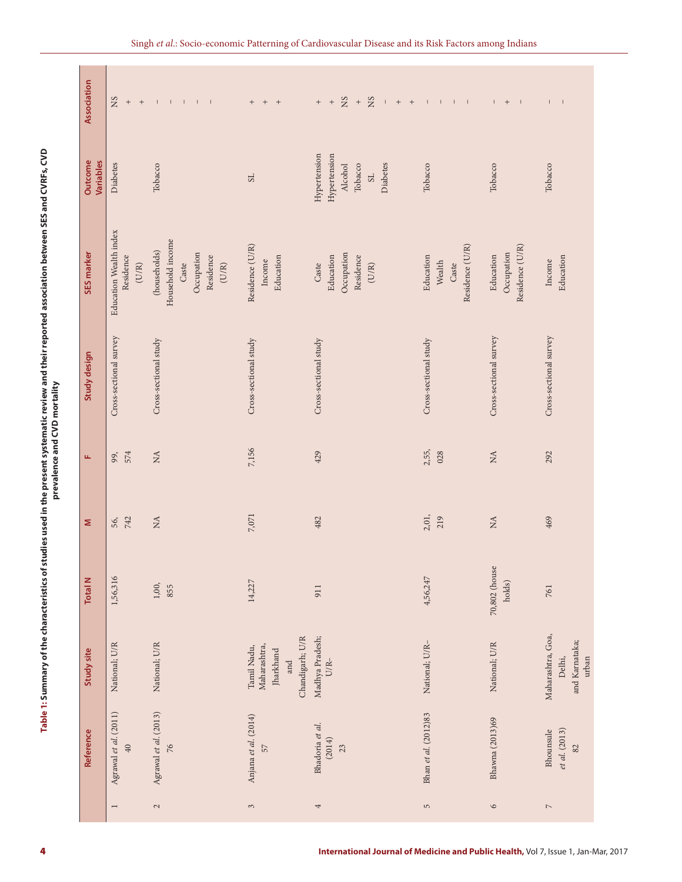**Table 1: Summary of the characteristics of studies used in the present systematic review and their reported association between SES and CVRFs, CVD prevalence and CVD mortality**

| | Reference | Study site | Total N | M | F | Study design | SES marker | Outcome Variables | Association |
|---|---|---|---|---|---|---|---|---|---|
| 1 | Agrawal *et al*. (2011) 40 | National; U/R | 1,56,316 | 56,742 | 99,574 | Cross-sectional survey | Education Wealth index<br>Residence (U/R) | Diabetes | NS<br>+<br>+ |
| 2 | Agrawal *et al*. (2013) 76 | National; U/R | 1,00,855 | NA | NA | Cross-sectional study | (households)<br>Household income<br>Caste<br>Occupation<br>Residence (U/R) | Tobacco | –<br>–<br>–<br>–<br>– |
| 3 | Anjana *et al*. (2014) 57 | Tamil Nadu, Maharashtra, Jharkhand and Chandigarh; U/R | 14,227 | 7,071 | 7,156 | Cross-sectional study | Residence (U/R)<br>Income<br>Education | SL | +<br>+<br>+ |
| 4 | Bhadoria *et al*. (2014) 23 | Madhya Pradesh; U/R– | 911 | 482 | 429 | Cross-sectional study | Caste<br>Education<br>Occupation<br>Residence (U/R) | Hypertension<br>Hypertension<br>Alcohol<br>Tobacco<br>SL<br>Diabetes | +<br>+<br>NS<br>+<br>NS<br>–<br>+<br>+ |
| 5 | Bhan *et al*. (2012)83 | National; U/R– | 4,56,247 | 2,01,219 | 2,55,028 | Cross-sectional study | Education<br>Wealth<br>Caste<br>Residence (U/R) | Tobacco | –<br>–<br>–<br>– |
| 6 | Bhawna (2013)69 | National; U/R | 70,802 (house holds) | NA | NA | Cross-sectional survey | Education<br>Occupation<br>Residence (U/R) | Tobacco | –<br>+<br>– |
| 7 | Bhounsule *et al*. (2013) 82 | Maharashtra, Goa, Delhi, and Karnataka; urban | 761 | 469 | 292 | Cross-sectional survey | Income<br>Education | Tobacco | –<br>– |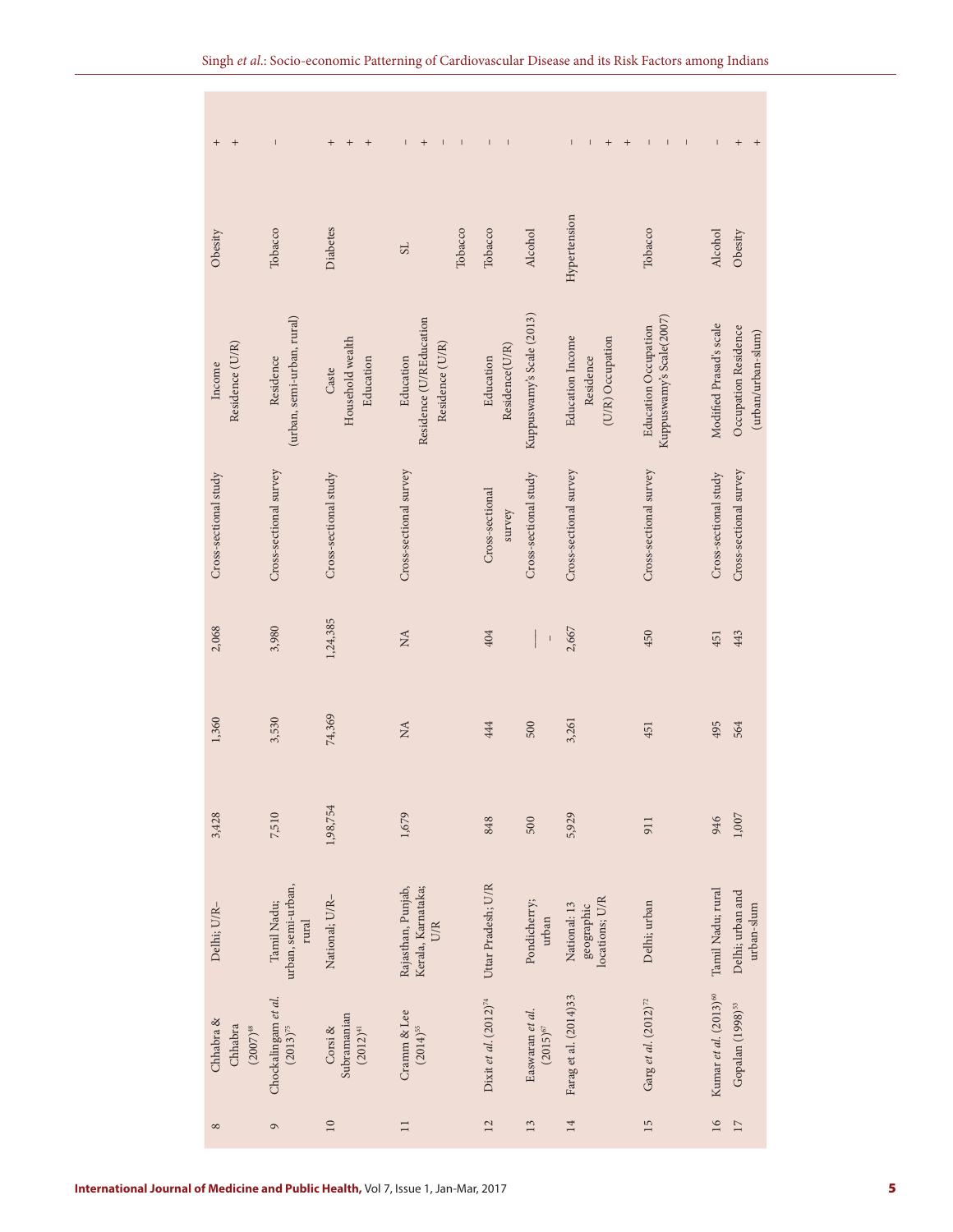| 8 | Chhabra & Chhabra (2007)[48] | Delhi; U/R– | 3,428 | 1,360 | 2,068 | Cross-sectional study | Income<br>Residence (U/R) | Obesity | +<br>+ |
|---|---|---|---|---|---|---|---|---|---|
| 9 | Chockalingam *et al.* (2013)[75] | Tamil Nadu; urban, semi-urban, rural | 7,510 | 3,530 | 3,980 | Cross-sectional survey | Residence (urban, semi-urban, rural) | Tobacco | – |
| 10 | Corsi & Subramanian (2012)[41] | National; U/R– | 1,98,754 | 74,369 | 1,24,385 | Cross-sectional study | Caste<br>Household wealth<br>Education | Diabetes | +<br>+<br>+ |
| 11 | Cramm & Lee (2014)[55] | Rajasthan, Punjab, Kerala, Karnataka; U/R | 1,679 | NA | NA | Cross-sectional survey | Education<br>Residence (U/R)Education<br>Residence (U/R) | SL<br><br><br>Tobacco | –<br>+<br>–<br>– |
| 12 | Dixit *et al.* (2012)[74] | Uttar Pradesh; U/R | 848 | 444 | 404 | Cross-sectional survey | Education<br>Residence(U/R) | Tobacco | –<br>– |
| 13 | Easwaran *et al.* (2015)[67] | Pondicherry; urban | 500 | 500 | —<br>- | Cross-sectional study | Kuppuswamy's Scale (2013) | Alcohol | |
| 14 | Farag et al. (2014)33 | National: 13 geographic locations; U/R | 5,929 | 3,261 | 2,667 | Cross-sectional survey | Education Income<br>Residence<br>(U/R) Occupation | Hypertension | –<br>–<br>+<br>+ |
| 15 | Garg *et al.* (2012)[72] | Delhi; urban | 911 | 451 | 450 | Cross-sectional survey | Education Occupation<br>Kuppuswamy's Scale(2007) | Tobacco | –<br>–<br>– |
| 16 | Kumar *et al.* (2013)[60] | Tamil Nadu; rural | 946 | 495 | 451 | Cross-sectional study | Modified Prasad's scale | Alcohol | – |
| 17 | Gopalan (1998)[53] | Delhi; urban and urban-slum | 1,007 | 564 | 443 | Cross-sectional survey | Occupation Residence (urban/urban-slum) | Obesity | +<br>+ |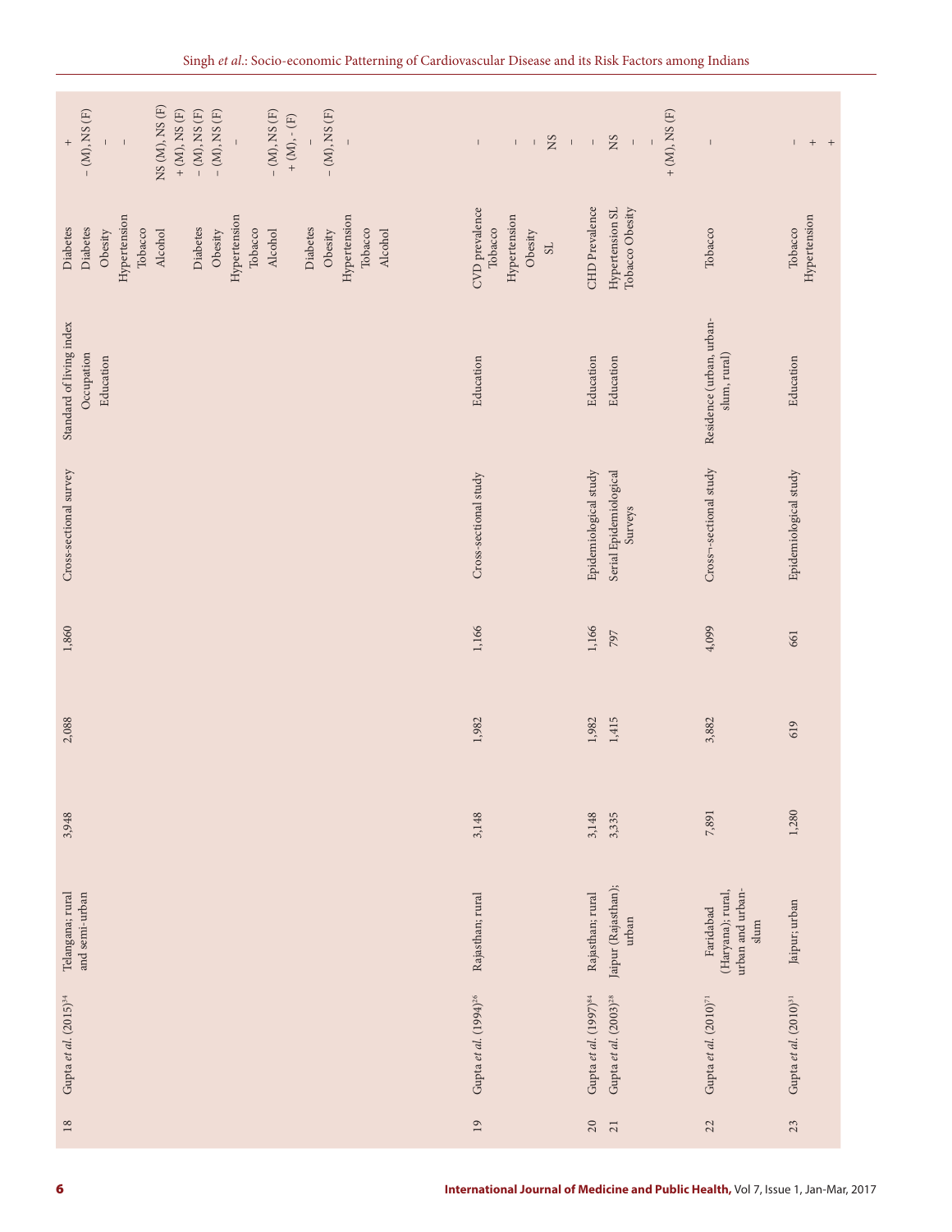| | | | | | | | | | |
|---|---|---|---|---|---|---|---|---|---|
| 18 | Gupta *et al.* (2015)[34] | Telangana; rural and semi-urban | 3,948 | 2,088 | 1,860 | Cross-sectional survey | Standard of living index | Diabetes | + |
| | | | | | | | Occupation | Diabetes | – (M), NS (F) |
| | | | | | | | Education | Obesity | – |
| | | | | | | | | Hypertension | – |
| | | | | | | | | Tobacco | |
| | | | | | | | | Alcohol | NS (M), NS (F) |
| | | | | | | | | | + (M), NS (F) |
| | | | | | | | | Diabetes | – (M), NS (F) |
| | | | | | | | | Obesity | – (M), NS (F) |
| | | | | | | | | Hypertension | – |
| | | | | | | | | Tobacco | |
| | | | | | | | | Alcohol | – (M), NS (F) |
| | | | | | | | | | + (M), - (F) |
| | | | | | | | | Diabetes | – |
| | | | | | | | | Obesity | – (M), NS (F) |
| | | | | | | | | Hypertension | – |
| | | | | | | | | Tobacco | |
| | | | | | | | | Alcohol | |
| 19 | Gupta *et al.* (1994)[26] | Rajasthan; rural | 3,148 | 1,982 | 1,166 | Cross-sectional study | Education | CVD prevalence | – |
| | | | | | | | | Tobacco | |
| | | | | | | | | Hypertension | – |
| | | | | | | | | Obesity | – |
| | | | | | | | | SL | NS |
| | | | | | | | | | – |
| 20 | Gupta *et al.* (1997)[84] | Rajasthan; rural | 3,148 | 1,982 | 1,166 | Epidemiological study | Education | CHD Prevalence | – |
| 21 | Gupta *et al.* (2003)[28] | Jaipur (Rajasthan); urban | 3,335 | 1,415 | 797 | Serial Epidemiological Surveys | Education | Hypertension SL | NS |
| | | | | | | | | Tobacco Obesity | – |
| | | | | | | | | | – |
| | | | | | | | | | + (M), NS (F) |
| 22 | Gupta *et al.* (2010)[71] | Faridabad (Haryana); rural, urban and urban-slum | 7,891 | 3,882 | 4,099 | Cross-sectional study | Residence (urban, urban-slum, rural) | Tobacco | – |
| 23 | Gupta *et al.* (2010)[31] | Jaipur; urban | 1,280 | 619 | 661 | Epidemiological study | Education | Tobacco | – |
| | | | | | | | | Hypertension | + |
| | | | | | | | | | + |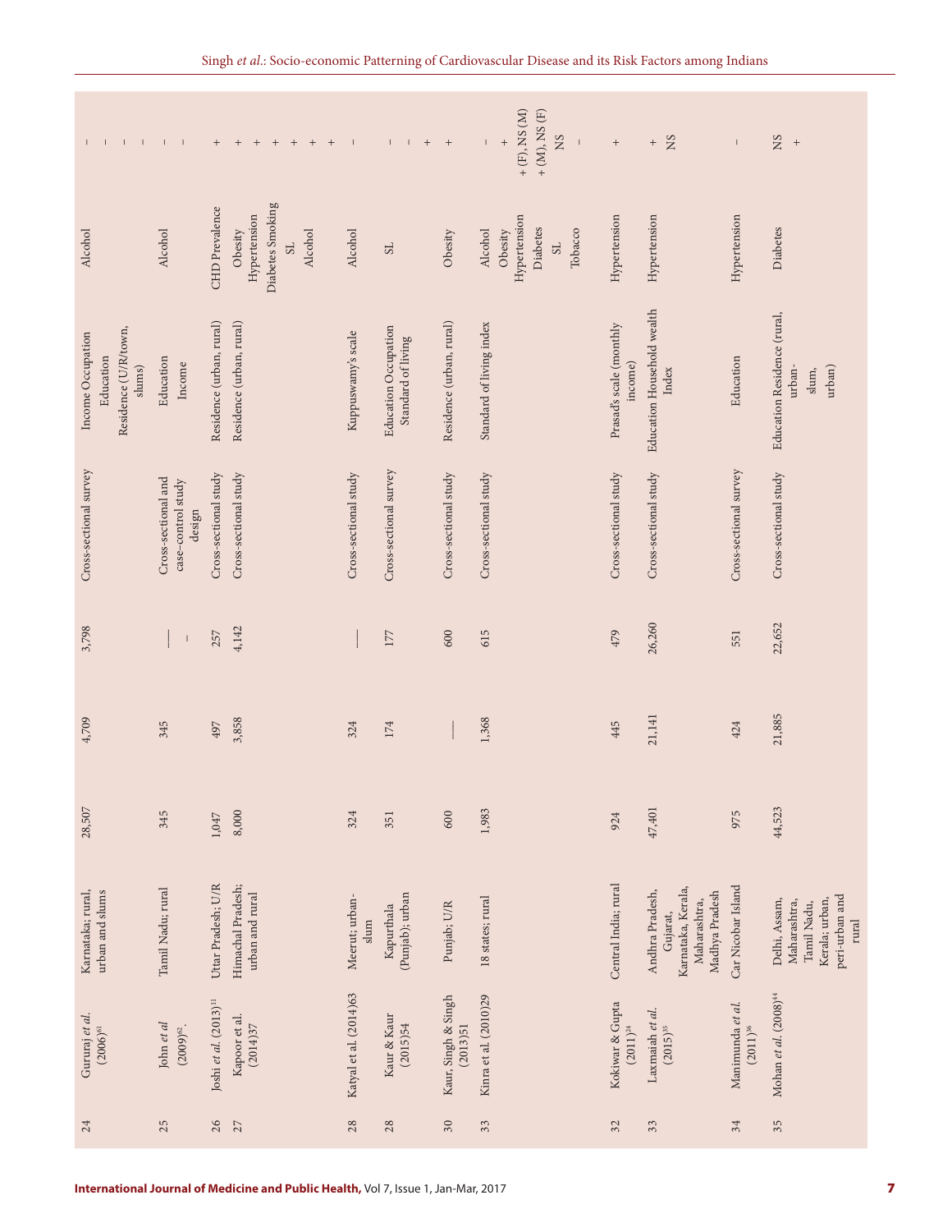| 24 | Gururaj *et al.* (2006)[61] | Karnataka; rural, urban and slums | 28,507 | 4,709 | 3,798 | Cross-sectional survey | Income Occupation Education Residence (U/R/town, slums) | Alcohol | - - - - |
|---|---|---|---|---|---|---|---|---|---|
| 25 | John *et al* (2009)[62]. | Tamil Nadu; rural | 345 | 345 | — | Cross-sectional and case–control study design | Education Income | Alcohol | - - |
| 26 | Joshi *et al.* (2013)[11] | Uttar Pradesh; U/R | 1,047 | 497 | 257 | Cross-sectional study | Residence (urban, rural) | CHD Prevalence | + |
| 27 | Kapoor et al. (2014)37 | Himachal Pradesh; urban and rural | 8,000 | 3,858 | 4,142 | Cross-sectional study | Residence (urban, rural) | Obesity Hypertension Diabetes Smoking SL Alcohol | + + + + + + |
| 28 | Katyal et al. (2014)63 | Meerut; urban-slum | 324 | 324 | — | Cross-sectional study | Kuppuswamy's scale | Alcohol | - |
| 28 | Kaur & Kaur (2015)54 | Kapurthala (Punjab); urban | 351 | 174 | 177 | Cross-sectional survey | Education Occupation Standard of living | SL | - - + |
| 30 | Kaur, Singh & Singh (2013)51 | Punjab; U/R | 600 | — | 600 | Cross-sectional study | Residence (urban, rural) | Obesity | + |
| 33 | Kinra et al. (2010)29 | 18 states; rural | 1,983 | 1,368 | 615 | Cross-sectional study | Standard of living index | Alcohol Obesity Hypertension Diabetes SL Tobacco | - + + (F), NS (M) + (M), NS (F) NS - |
| 32 | Kokiwar & Gupta (2011)[34] | Central India; rural | 924 | 445 | 479 | Cross-sectional study | Prasad's scale (monthly income) | Hypertension | + |
| 33 | Laxmaiah *et al.* (2015)[35] | Andhra Pradesh, Gujarat, Karnataka, Kerala, Maharashtra, Madhya Pradesh | 47,401 | 21,141 | 26,260 | Cross-sectional study | Education Household wealth Index | Hypertension | + NS |
| 34 | Manimunda *et al.* (2011)[36] | Car Nicobar Island | 975 | 424 | 551 | Cross-sectional survey | Education | Hypertension | - |
| 35 | Mohan *et al.* (2008)[44] | Delhi, Assam, Maharashtra, Tamil Nadu, Kerala; urban, peri-urban and rural | 44,523 | 21,885 | 22,652 | Cross-sectional study | Education Residence (rural, urban-slum, urban) | Diabetes | NS + |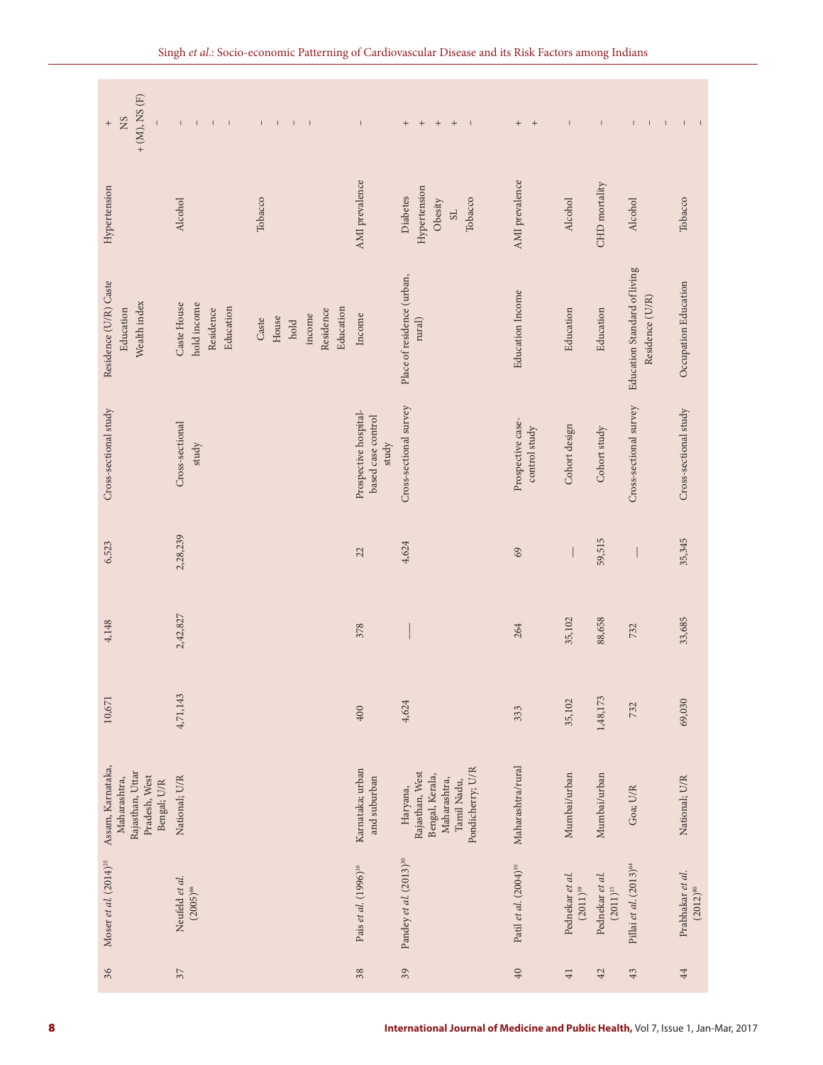| 36 | Moser *et al.* (2014)[25] | Assam, Karnataka, Maharashtra, Rajasthan, Uttar Pradesh, West Bengal; U/R | 10,671 | 4,148 | 6,523 | Cross-sectional study | Residence (U/R) Caste Education Wealth index | Hypertension | + NS + (M), NS (F) – |
|---|---|---|---|---|---|---|---|---|---|
| 37 | Neufeld *et al.* (2005)[66] | National; U/R | 4,71,143 | 2,42,827 | 2,28,239 | Cross-sectional study | Caste House hold income Residence Education | Alcohol | – – – – |
| | | | | | | | Caste House hold income Residence Education | Tobacco | – – – – |
| 38 | Pais *et al.* (1996)[16] | Karnataka; urban and suburban | 400 | 378 | 22 | Prospective hospital-based case control study | Income | AMI prevalence | – |
| 39 | Pandey *et al.* (2013)[30] | Haryana, Rajasthan, West Bengal, Kerala, Maharashtra, Tamil Nadu, Pondicherry; U/R | 4,624 | — | 4,624 | Cross-sectional survey | Place of residence (urban, rural) | Diabetes Hypertension Obesity SL Tobacco | + + + + – |
| 40 | Patil *et al.* (2004)[10] | Maharashtra/rural | 333 | 264 | 69 | Prospective case-control study | Education Income | AMI prevalence | + + |
| 41 | Pednekar *et al.* (2011)[59] | Mumbai/urban | 35,102 | 35,102 | — | Cohort design | Education | Alcohol | – |
| 42 | Pednekar *et al.* (2011)[15] | Mumbai/urban | 1,48,173 | 88,658 | 59,515 | Cohort study | Education | CHD mortality | – |
| 43 | Pillai *et al.* (2013)[64] | Goa; U/R | 732 | 732 | — | Cross-sectional survey | Education Standard of living Residence (U/R) | Alcohol | – – – |
| 44 | Prabhakar *et al.* (2012)[80] | National; U/R | 69,030 | 33,685 | 35,345 | Cross-sectional study | Occupation Education | Tobacco | – – |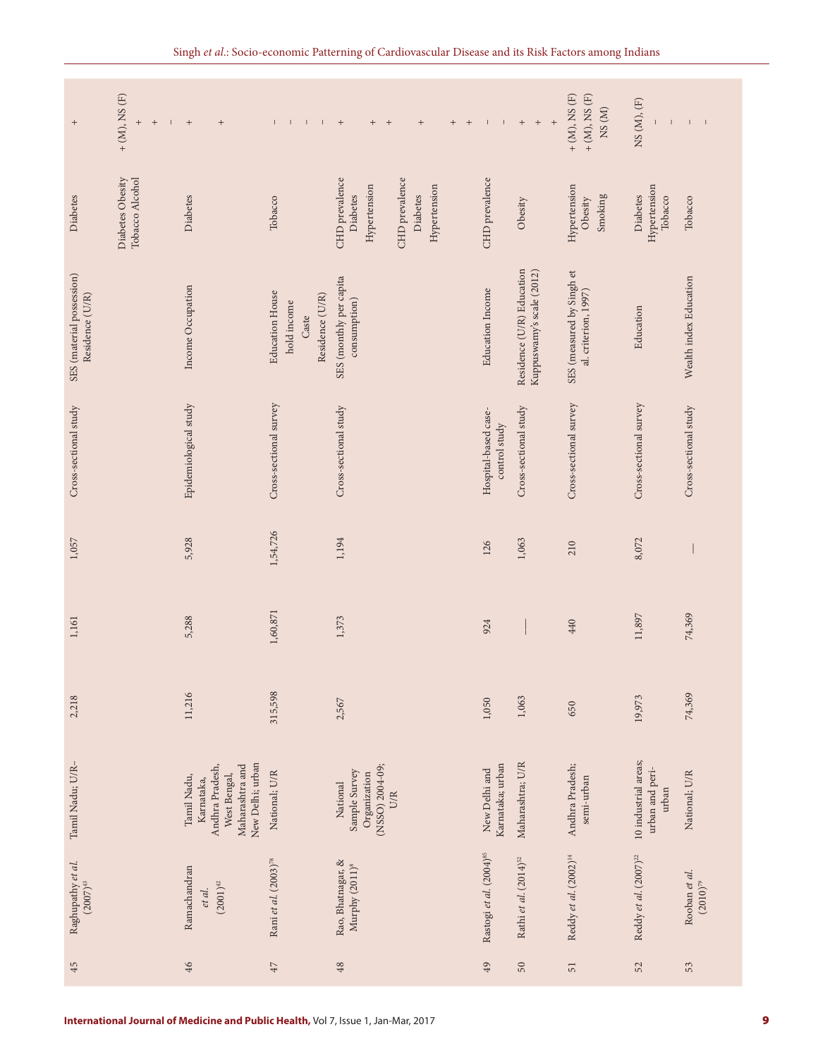| 45 | Raghupathy *et al.* (2007)[43] | Tamil Nadu; U/R– | 2,218 | 1,161 | 1,057 | Cross-sectional study | SES (material possession) Residence (U/R) | Diabetes | + |
|---|---|---|---|---|---|---|---|---|---|
| | | | | | | | | Diabetes Obesity Tobacco Alcohol | + (M), NS (F) + + – |
| 46 | Ramachandran *et al.* (2001)[42] | Tamil Nadu, Karnataka, Andhra Pradesh, West Bengal, Maharashtra and New Delhi; urban | 11,216 | 5,288 | 5,928 | Epidemiological study | Income Occupation | Diabetes | + + |
| 47 | Rani *et al.* (2003)[78] | National; U/R | 315,598 | 1,60,871 | 1,54,726 | Cross-sectional survey | Education House hold income Caste Residence (U/R) | Tobacco | – – – – |
| 48 | Rao, Bhatnagar, & Murphy (2011)[8] | National Sample Survey Organization (NSSO) 2004-09; U/R | 2,567 | 1,373 | 1,194 | Cross-sectional study | SES (monthly per capita consumption) | CHD prevalence Diabetes Hypertension | + + + |
| | | | | | | | | CHD prevalence Diabetes Hypertension | + + + |
| 49 | Rastogi *et al.* (2004)[85] | New Delhi and Karnataka; urban | 1,050 | 924 | 126 | Hospital-based case-control study | Education Income | CHD prevalence | – – |
| 50 | Rathi *et al.* (2014)[52] | Maharashtra; U/R | 1,063 | — | 1,063 | Cross-sectional study | Residence (U/R) Education Kuppuswamy's scale (2012) | Obesity | + + + |
| 51 | Reddy *et al.* (2002)[14] | Andhra Pradesh; semi-urban | 650 | 440 | 210 | Cross-sectional survey | SES (measured by Singh et al. criterion, 1997) | Hypertension Obesity Smoking | + (M), NS (F) + (M), NS (F) NS (M) |
| 52 | Reddy *et al.* (2007)[22] | 10 industrial areas; urban and peri-urban | 19,973 | 11,897 | 8,072 | Cross-sectional survey | Education | Diabetes Hypertension Tobacco | NS (M), (F) – – |
| 53 | Rooban *et al.* (2010)[79] | National; U/R | 74,369 | 74,369 | — | Cross-sectional study | Wealth index Education | Tobacco | – – |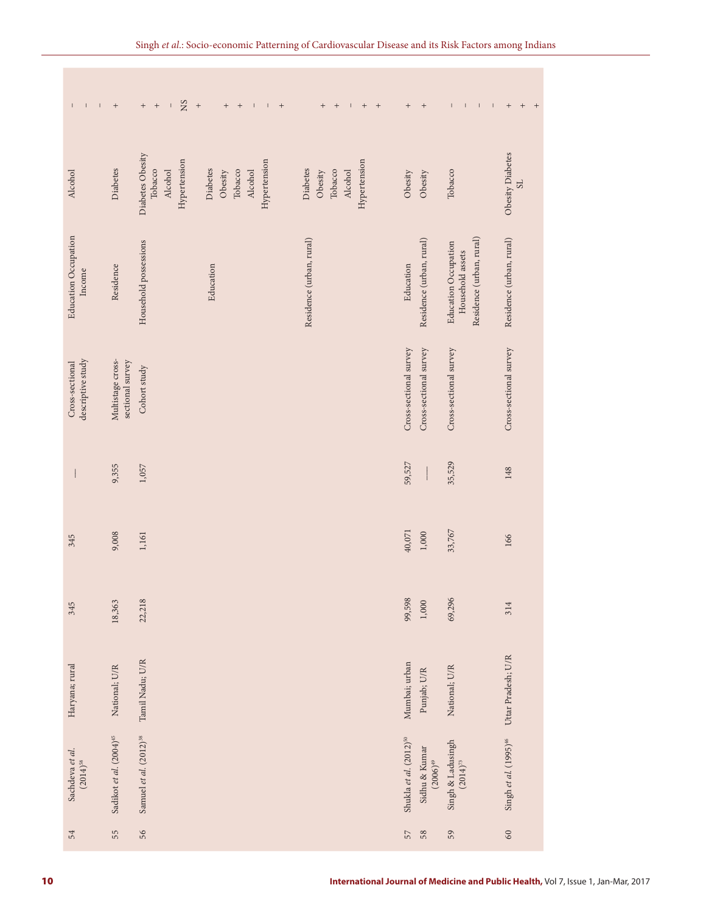| | | | | | | | | | |
|---|---|---|---|---|---|---|---|---|---|
| 54 | Sachdeva *et al.* (2014)[58] | Haryana; rural | 345 | 345 | — | Cross-sectional descriptive study | Education Occupation Income | Alcohol | – – – |
| 55 | Sadikot *et al.* (2004)[45] | National; U/R | 18,363 | 9,008 | 9,355 | Multistage cross-sectional survey | Residence | Diabetes | + |
| 56 | Samuel *et al.* (2012)[38] | Tamil Nadu; U/R | 22,218 | 1,161 | 1,057 | Cohort study | Household possessions | Diabetes Obesity | + + |
| | | | | | | | | Tobacco | – |
| | | | | | | | | Alcohol | NS |
| | | | | | | | | Hypertension | + |
| | | | | | | | Education | Diabetes | + |
| | | | | | | | | Obesity | + |
| | | | | | | | | Tobacco | – |
| | | | | | | | | Alcohol | – |
| | | | | | | | | Hypertension | + |
| | | | | | | | Residence (urban, rural) | Diabetes | + |
| | | | | | | | | Obesity | + |
| | | | | | | | | Tobacco | – |
| | | | | | | | | Alcohol | + |
| | | | | | | | | Hypertension | + |
| 57 | Shukla *et al.* (2012)[50] | Mumbai; urban | 99,598 | 40,071 | 59,527 | Cross-sectional survey | Education | Obesity | + |
| 58 | Sidhu & Kumar (2006)[49] | Punjab; U/R | 1,000 | 1,000 | — | Cross-sectional survey | Residence (urban, rural) | Obesity | + |
| 59 | Singh & Ladusingh (2014)[73] | National; U/R | 69,296 | 33,767 | 35,529 | Cross-sectional survey | Education Occupation Household assets Residence (urban, rural) | Tobacco | – – – – |
| 60 | Singh *et al.* (1995)[46] | Uttar Pradesh; U/R | 314 | 166 | 148 | Cross-sectional survey | Residence (urban, rural) | Obesity Diabetes SL | + + + |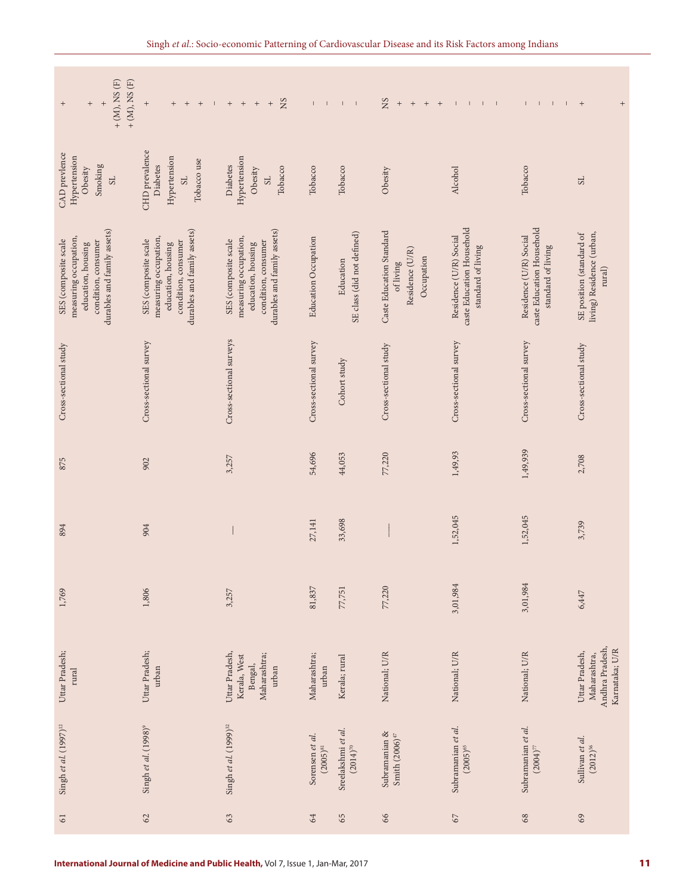| 61 | Singh *et al.* (1997)[12] | Uttar Pradesh; rural | 1,769 | 894 | 875 | Cross-sectional study | SES (composite scale measuring occupation, education, housing condition, consumer durables and family assets) | CAD prevlence<br>Hypertension<br>Obesity<br>Smoking<br>SL | +<br>+<br>+<br>+ (M), NS (F)<br>+ (M), NS (F) |
|---|---|---|---|---|---|---|---|---|---|
| 62 | Singh *et al.* (1998)[9] | Uttar Pradesh; urban | 1,806 | 904 | 902 | Cross-sectional survey | SES (composite scale measuring occupation, education, housing condition, consumer durables and family assets) | CHD prevalence<br>Diabetes<br>Hypertension<br>SL<br>Tobacco use | +<br>+<br>+<br>+<br>– |
| 63 | Singh *et al.* (1999)[32] | Uttar Pradesh, Kerala, West Bengal, Maharashtra; urban | 3,257 | — | 3,257 | Cross-sectional surveys | SES (composite scale measuring occupation, education, housing condition, consumer durables and family assets) | Diabetes<br>Hypertension<br>Obesity<br>SL<br>Tobacco | +<br>+<br>+<br>+<br>NS |
| 64 | Sorensen *et al.* (2005)[81] | Maharashtra; urban | 81,837 | 27,141 | 54,696 | Cross-sectional survey | Education Occupation | Tobacco | –<br>– |
| 65 | Sreelakshmi *et al.* (2014)[70] | Kerala; rural | 77,751 | 33,698 | 44,053 | Cohort study | Education<br>SE class (did not defined) | Tobacco | –<br>– |
| 66 | Subramanian & Smith (2006)[47] | National; U/R | 77,220 | — | 77,220 | Cross-sectional study | Caste Education Standard of living<br>Residence (U/R)<br>Occupation | Obesity | NS<br>+<br>+<br>+<br>+ |
| 67 | Subramanian *et al.* (2005)[65] | National; U/R | 3,01,984 | 1,52,045 | 1,49,93 | Cross-sectional survey | Residence (U/R) Social caste Education Household standard of living | Alcohol | –<br>–<br>–<br>– |
| 68 | Subramanian *et al.* (2004)[77] | National; U/R | 3,01,984 | 1,52,045 | 1,49,939 | Cross-sectional survey | Residence (U/R) Social caste Education Household standard of living | Tobacco | –<br>–<br>–<br>– |
| 69 | Sullivan *et al.* (2012)[56] | Uttar Pradesh, Maharashtra, Andhra Pradesh, Karnataka; U/R | 6,447 | 3,739 | 2,708 | Cross-sectional study | SE position (standard of living) Residence (urban, rural) | SL | +<br>+ |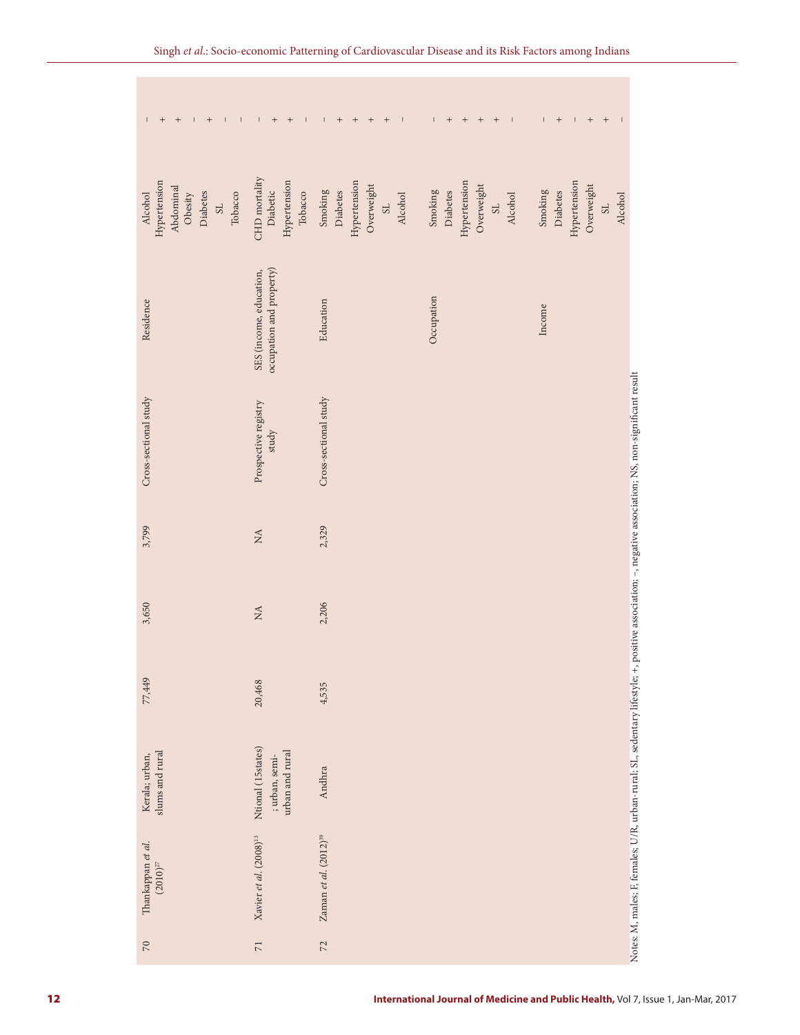| 70 | Thankappan *et al.* (2010)[27] | Kerala; urban, slums and rural | 77,449 | 3,650 | 3,799 | Cross-sectional study | Residence | Alcohol | − |
|---|---|---|---|---|---|---|---|---|---|
| | | | | | | | | Hypertension | + |
| | | | | | | | | Abdominal Obesity | + |
| | | | | | | | | Diabetes | − |
| | | | | | | | | SL | + |
| | | | | | | | | Tobacco | − |
| | | | | | | | | | − |
| 71 | Xavier *et al.* (2008)[13] | Ntional (15states); urban, semi-urban and rural | 20,468 | NA | NA | Prospective registry study | SES (income, education, occupation and property) | CHD mortality | − |
| | | | | | | | | Diabetic | + |
| | | | | | | | | Hypertension | + |
| | | | | | | | | Tobacco | − |
| 72 | Zaman *et al.* (2012)[39] | Andhra | 4,535 | 2,206 | 2,329 | Cross-sectional study | Education | Smoking | − |
| | | | | | | | | Diabetes | + |
| | | | | | | | | Hypertension | + |
| | | | | | | | | Overweight | + |
| | | | | | | | | SL | + |
| | | | | | | | | Alcohol | − |
| | | | | | | | Occupation | Smoking | − |
| | | | | | | | | Diabetes | + |
| | | | | | | | | Hypertension | + |
| | | | | | | | | Overweight | + |
| | | | | | | | | SL | + |
| | | | | | | | | Alcohol | − |
| | | | | | | | Income | Smoking | − |
| | | | | | | | | Diabetes | + |
| | | | | | | | | Hypertension | − |
| | | | | | | | | Overweight | + |
| | | | | | | | | SL | + |
| | | | | | | | | Alcohol | − |

Notes: M, males; F, females; U/R, urban-rural; SL, sedentary lifestyle; +, positive association; −, negative association; NS, non-significant result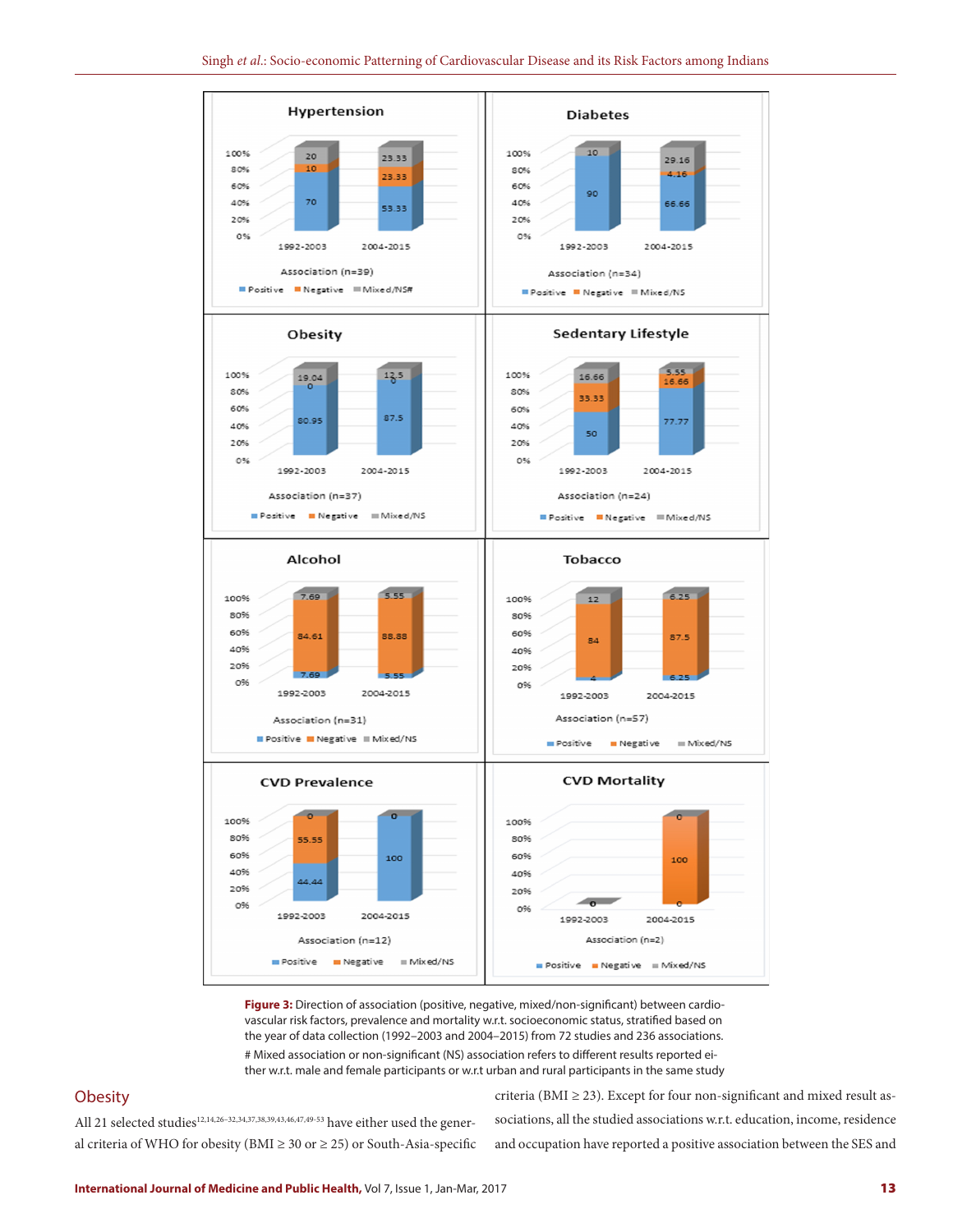Figure 3: Direction of association (positive, negative, mixed/non-significant) between cardiovascular risk factors, prevalence and mortality w.r.t. socioeconomic status, stratified based on the year of data collection (1992–2003 and 2004–2015) from 72 studies and 236 associations.
# Mixed association or non-significant (NS) association refers to different results reported either w.r.t. male and female participants or w.r.t urban and rural participants in the same study

## Obesity

All 21 selected studies[12,14,26–32,34,37,38,39,43,46,47,49-53] have either used the general criteria of WHO for obesity (BMI ≥ 30 or ≥ 25) or South-Asia-specific criteria (BMI ≥ 23). Except for four non-significant and mixed result associations, all the studied associations w.r.t. education, income, residence and occupation have reported a positive association between the SES and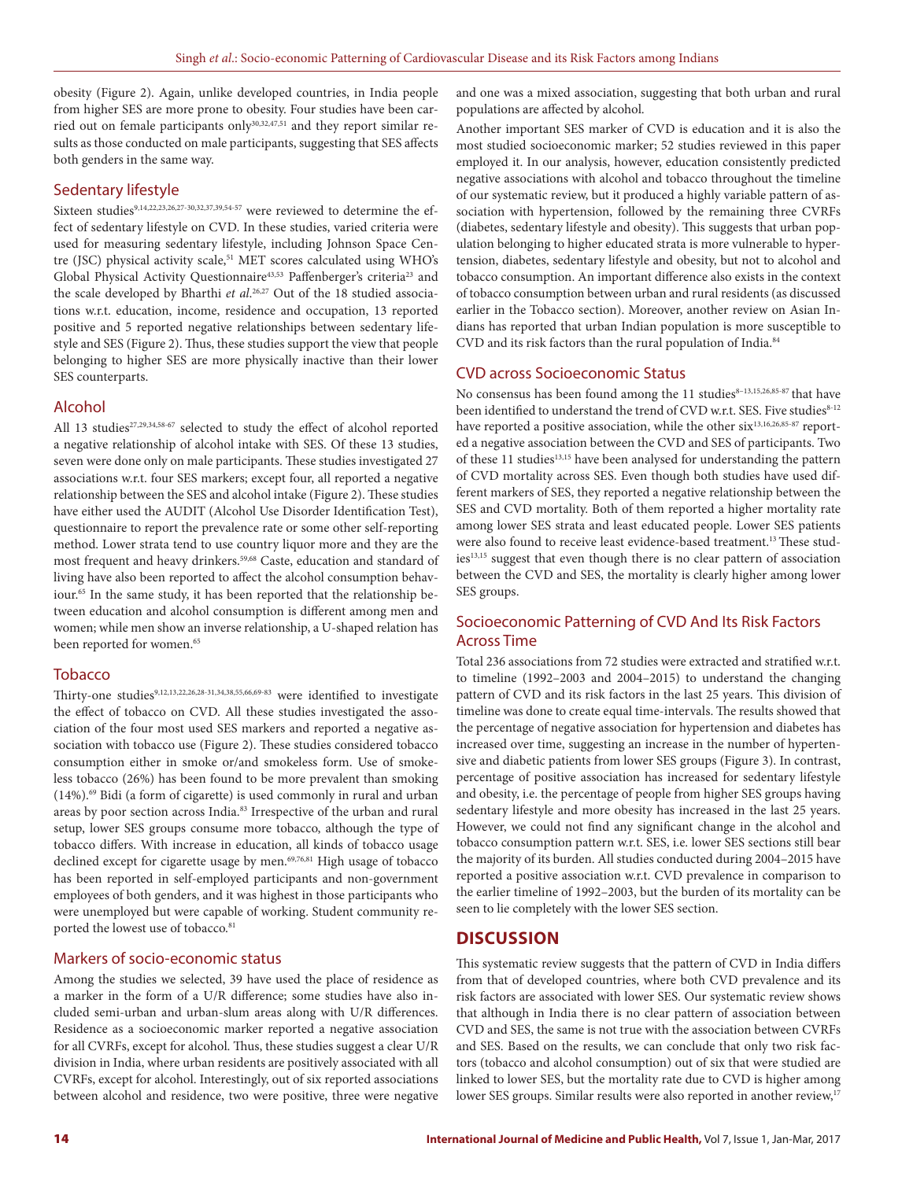obesity (Figure 2). Again, unlike developed countries, in India people from higher SES are more prone to obesity. Four studies have been carried out on female participants only[30,32,47,51] and they report similar results as those conducted on male participants, suggesting that SES affects both genders in the same way.

## Sedentary lifestyle

Sixteen studies[9,14,22,23,26,27-30,32,37,39,54-57] were reviewed to determine the effect of sedentary lifestyle on CVD. In these studies, varied criteria were used for measuring sedentary lifestyle, including Johnson Space Centre (JSC) physical activity scale,[51] MET scores calculated using WHO's Global Physical Activity Questionnaire[43,53] Paffenberger's criteria[23] and the scale developed by Bharthi *et al.*[26,27] Out of the 18 studied associations w.r.t. education, income, residence and occupation, 13 reported positive and 5 reported negative relationships between sedentary lifestyle and SES (Figure 2). Thus, these studies support the view that people belonging to higher SES are more physically inactive than their lower SES counterparts.

## Alcohol

All 13 studies[27,29,34,58-67] selected to study the effect of alcohol reported a negative relationship of alcohol intake with SES. Of these 13 studies, seven were done only on male participants. These studies investigated 27 associations w.r.t. four SES markers; except four, all reported a negative relationship between the SES and alcohol intake (Figure 2). These studies have either used the AUDIT (Alcohol Use Disorder Identification Test), questionnaire to report the prevalence rate or some other self-reporting method. Lower strata tend to use country liquor more and they are the most frequent and heavy drinkers.[59,68] Caste, education and standard of living have also been reported to affect the alcohol consumption behaviour.[65] In the same study, it has been reported that the relationship between education and alcohol consumption is different among men and women; while men show an inverse relationship, a U-shaped relation has been reported for women.[65]

## Tobacco

Thirty-one studies[9,12,13,22,26,28-31,34,38,55,66,69-83] were identified to investigate the effect of tobacco on CVD. All these studies investigated the association of the four most used SES markers and reported a negative association with tobacco use (Figure 2). These studies considered tobacco consumption either in smoke or/and smokeless form. Use of smokeless tobacco (26%) has been found to be more prevalent than smoking (14%).[69] Bidi (a form of cigarette) is used commonly in rural and urban areas by poor section across India.[83] Irrespective of the urban and rural setup, lower SES groups consume more tobacco, although the type of tobacco differs. With increase in education, all kinds of tobacco usage declined except for cigarette usage by men.[69,76,81] High usage of tobacco has been reported in self-employed participants and non-government employees of both genders, and it was highest in those participants who were unemployed but were capable of working. Student community reported the lowest use of tobacco.[81]

## Markers of socio-economic status

Among the studies we selected, 39 have used the place of residence as a marker in the form of a U/R difference; some studies have also included semi-urban and urban-slum areas along with U/R differences. Residence as a socioeconomic marker reported a negative association for all CVRFs, except for alcohol. Thus, these studies suggest a clear U/R division in India, where urban residents are positively associated with all CVRFs, except for alcohol. Interestingly, out of six reported associations between alcohol and residence, two were positive, three were negative and one was a mixed association, suggesting that both urban and rural populations are affected by alcohol.

Another important SES marker of CVD is education and it is also the most studied socioeconomic marker; 52 studies reviewed in this paper employed it. In our analysis, however, education consistently predicted negative associations with alcohol and tobacco throughout the timeline of our systematic review, but it produced a highly variable pattern of association with hypertension, followed by the remaining three CVRFs (diabetes, sedentary lifestyle and obesity). This suggests that urban population belonging to higher educated strata is more vulnerable to hypertension, diabetes, sedentary lifestyle and obesity, but not to alcohol and tobacco consumption. An important difference also exists in the context of tobacco consumption between urban and rural residents (as discussed earlier in the Tobacco section). Moreover, another review on Asian Indians has reported that urban Indian population is more susceptible to CVD and its risk factors than the rural population of India.[84]

## CVD across Socioeconomic Status

No consensus has been found among the 11 studies[8–13,15,26,85-87] that have been identified to understand the trend of CVD w.r.t. SES. Five studies[8-12] have reported a positive association, while the other six[13,16,26,85-87] reported a negative association between the CVD and SES of participants. Two of these 11 studies[13,15] have been analysed for understanding the pattern of CVD mortality across SES. Even though both studies have used different markers of SES, they reported a negative relationship between the SES and CVD mortality. Both of them reported a higher mortality rate among lower SES strata and least educated people. Lower SES patients were also found to receive least evidence-based treatment.[13] These studies[13,15] suggest that even though there is no clear pattern of association between the CVD and SES, the mortality is clearly higher among lower SES groups.

## Socioeconomic Patterning of CVD And Its Risk Factors Across Time

Total 236 associations from 72 studies were extracted and stratified w.r.t. to timeline (1992–2003 and 2004–2015) to understand the changing pattern of CVD and its risk factors in the last 25 years. This division of timeline was done to create equal time-intervals. The results showed that the percentage of negative association for hypertension and diabetes has increased over time, suggesting an increase in the number of hypertensive and diabetic patients from lower SES groups (Figure 3). In contrast, percentage of positive association has increased for sedentary lifestyle and obesity, i.e. the percentage of people from higher SES groups having sedentary lifestyle and more obesity has increased in the last 25 years. However, we could not find any significant change in the alcohol and tobacco consumption pattern w.r.t. SES, i.e. lower SES sections still bear the majority of its burden. All studies conducted during 2004–2015 have reported a positive association w.r.t. CVD prevalence in comparison to the earlier timeline of 1992–2003, but the burden of its mortality can be seen to lie completely with the lower SES section.

# DISCUSSION

This systematic review suggests that the pattern of CVD in India differs from that of developed countries, where both CVD prevalence and its risk factors are associated with lower SES. Our systematic review shows that although in India there is no clear pattern of association between CVD and SES, the same is not true with the association between CVRFs and SES. Based on the results, we can conclude that only two risk factors (tobacco and alcohol consumption) out of six that were studied are linked to lower SES, but the mortality rate due to CVD is higher among lower SES groups. Similar results were also reported in another review,[17]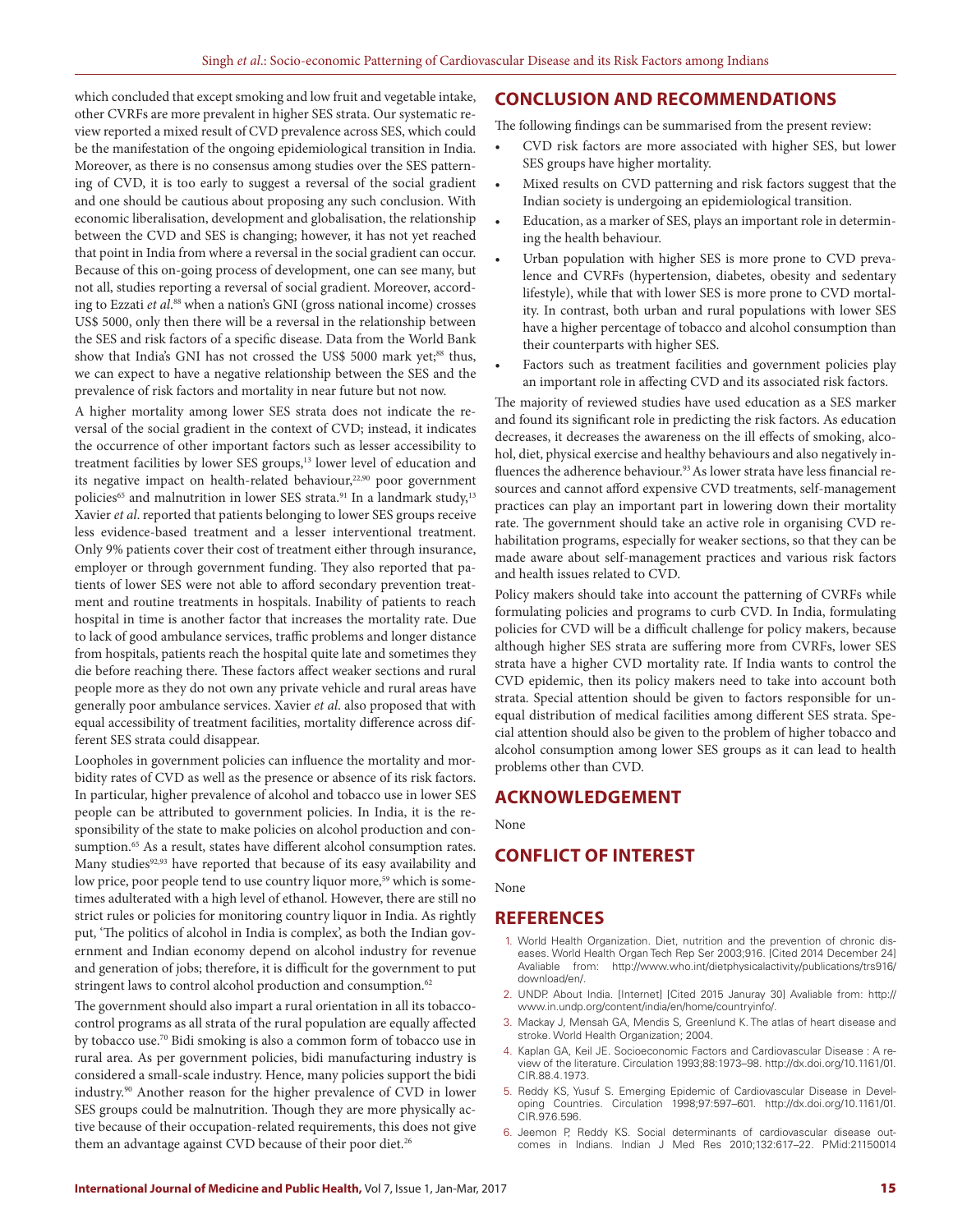which concluded that except smoking and low fruit and vegetable intake, other CVRFs are more prevalent in higher SES strata. Our systematic review reported a mixed result of CVD prevalence across SES, which could be the manifestation of the ongoing epidemiological transition in India. Moreover, as there is no consensus among studies over the SES patterning of CVD, it is too early to suggest a reversal of the social gradient and one should be cautious about proposing any such conclusion. With economic liberalisation, development and globalisation, the relationship between the CVD and SES is changing; however, it has not yet reached that point in India from where a reversal in the social gradient can occur. Because of this on-going process of development, one can see many, but not all, studies reporting a reversal of social gradient. Moreover, according to Ezzati *et al*.[88] when a nation's GNI (gross national income) crosses US$ 5000, only then there will be a reversal in the relationship between the SES and risk factors of a specific disease. Data from the World Bank show that India's GNI has not crossed the US$ 5000 mark yet;[88] thus, we can expect to have a negative relationship between the SES and the prevalence of risk factors and mortality in near future but not now.

A higher mortality among lower SES strata does not indicate the reversal of the social gradient in the context of CVD; instead, it indicates the occurrence of other important factors such as lesser accessibility to treatment facilities by lower SES groups,[13] lower level of education and its negative impact on health-related behaviour,[22,90] poor government policies[65] and malnutrition in lower SES strata.[91] In a landmark study,[13] Xavier *et al*. reported that patients belonging to lower SES groups receive less evidence-based treatment and a lesser interventional treatment. Only 9% patients cover their cost of treatment either through insurance, employer or through government funding. They also reported that patients of lower SES were not able to afford secondary prevention treatment and routine treatments in hospitals. Inability of patients to reach hospital in time is another factor that increases the mortality rate. Due to lack of good ambulance services, traffic problems and longer distance from hospitals, patients reach the hospital quite late and sometimes they die before reaching there. These factors affect weaker sections and rural people more as they do not own any private vehicle and rural areas have generally poor ambulance services. Xavier *et al*. also proposed that with equal accessibility of treatment facilities, mortality difference across different SES strata could disappear.

Loopholes in government policies can influence the mortality and morbidity rates of CVD as well as the presence or absence of its risk factors. In particular, higher prevalence of alcohol and tobacco use in lower SES people can be attributed to government policies. In India, it is the responsibility of the state to make policies on alcohol production and consumption.[65] As a result, states have different alcohol consumption rates. Many studies[92,93] have reported that because of its easy availability and low price, poor people tend to use country liquor more,[59] which is sometimes adulterated with a high level of ethanol. However, there are still no strict rules or policies for monitoring country liquor in India. As rightly put, 'The politics of alcohol in India is complex', as both the Indian government and Indian economy depend on alcohol industry for revenue and generation of jobs; therefore, it is difficult for the government to put stringent laws to control alcohol production and consumption.[62]

The government should also impart a rural orientation in all its tobacco-control programs as all strata of the rural population are equally affected by tobacco use.[70] Bidi smoking is also a common form of tobacco use in rural area. As per government policies, bidi manufacturing industry is considered a small-scale industry. Hence, many policies support the bidi industry.[90] Another reason for the higher prevalence of CVD in lower SES groups could be malnutrition. Though they are more physically active because of their occupation-related requirements, this does not give them an advantage against CVD because of their poor diet.[26]

## CONCLUSION AND RECOMMENDATIONS

The following findings can be summarised from the present review:

- CVD risk factors are more associated with higher SES, but lower SES groups have higher mortality.
- Mixed results on CVD patterning and risk factors suggest that the Indian society is undergoing an epidemiological transition.
- Education, as a marker of SES, plays an important role in determining the health behaviour.
- Urban population with higher SES is more prone to CVD prevalence and CVRFs (hypertension, diabetes, obesity and sedentary lifestyle), while that with lower SES is more prone to CVD mortality. In contrast, both urban and rural populations with lower SES have a higher percentage of tobacco and alcohol consumption than their counterparts with higher SES.
- Factors such as treatment facilities and government policies play an important role in affecting CVD and its associated risk factors.

The majority of reviewed studies have used education as a SES marker and found its significant role in predicting the risk factors. As education decreases, it decreases the awareness on the ill effects of smoking, alcohol, diet, physical exercise and healthy behaviours and also negatively influences the adherence behaviour.[93] As lower strata have less financial resources and cannot afford expensive CVD treatments, self-management practices can play an important part in lowering down their mortality rate. The government should take an active role in organising CVD rehabilitation programs, especially for weaker sections, so that they can be made aware about self-management practices and various risk factors and health issues related to CVD.

Policy makers should take into account the patterning of CVRFs while formulating policies and programs to curb CVD. In India, formulating policies for CVD will be a difficult challenge for policy makers, because although higher SES strata are suffering more from CVRFs, lower SES strata have a higher CVD mortality rate. If India wants to control the CVD epidemic, then its policy makers need to take into account both strata. Special attention should be given to factors responsible for unequal distribution of medical facilities among different SES strata. Special attention should also be given to the problem of higher tobacco and alcohol consumption among lower SES groups as it can lead to health problems other than CVD.

## ACKNOWLEDGEMENT

None

## CONFLICT OF INTEREST

None

## REFERENCES

1. World Health Organization. Diet, nutrition and the prevention of chronic diseases. World Health Organ Tech Rep Ser 2003;916. [Cited 2014 December 24] Avaliable from: http://www.who.int/dietphysicalactivity/publications/trs916/download/en/.
2. UNDP. About India. [Internet] [Cited 2015 Januray 30] Avaliable from: http://www.in.undp.org/content/india/en/home/countryinfo/.
3. Mackay J, Mensah GA, Mendis S, Greenlund K. The atlas of heart disease and stroke. World Health Organization; 2004.
4. Kaplan GA, Keil JE. Socioeconomic Factors and Cardiovascular Disease : A review of the literature. Circulation 1993;88:1973–98. http://dx.doi.org/10.1161/01.CIR.88.4.1973.
5. Reddy KS, Yusuf S. Emerging Epidemic of Cardiovascular Disease in Developing Countries. Circulation 1998;97:597–601. http://dx.doi.org/10.1161/01.CIR.97.6.596.
6. Jeemon P, Reddy KS. Social determinants of cardiovascular disease outcomes in Indians. Indian J Med Res 2010;132:617–22. PMid:21150014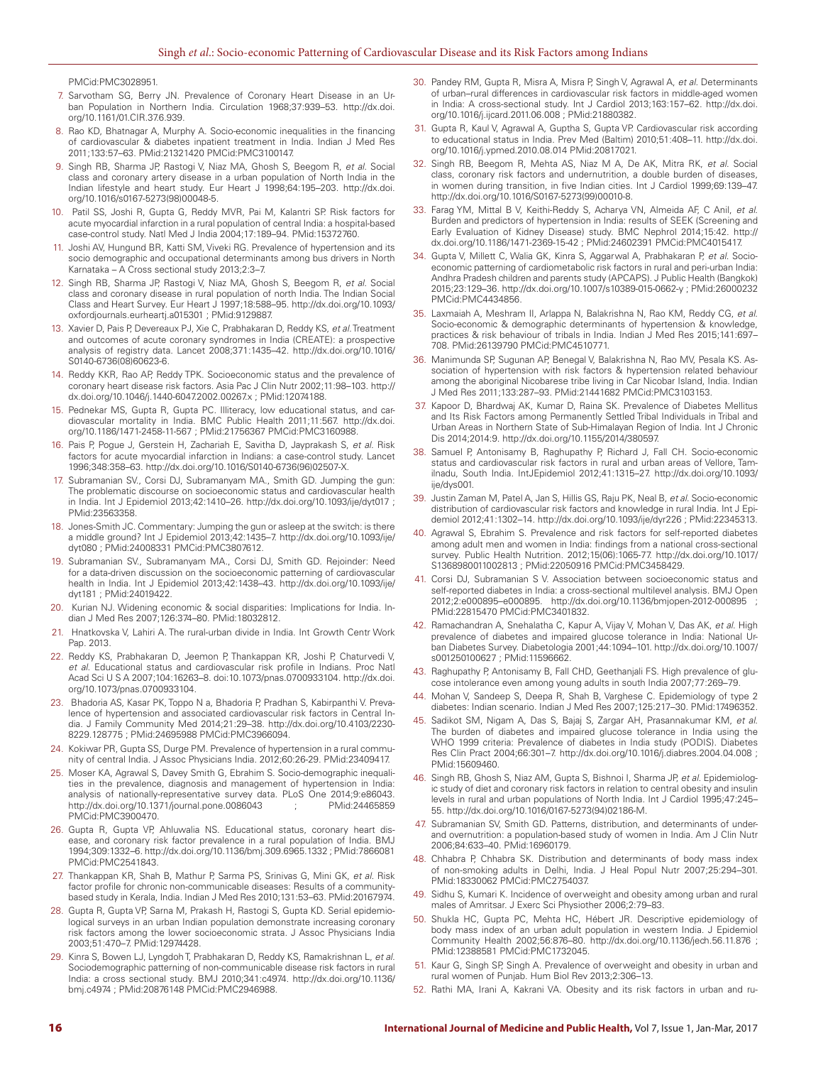PMCid:PMC3028951.

7. Sarvotham SG, Berry JN. Prevalence of Coronary Heart Disease in an Urban Population in Northern India. Circulation 1968;37:939–53. http://dx.doi.org/10.1161/01.CIR.37.6.939.
8. Rao KD, Bhatnagar A, Murphy A. Socio-economic inequalities in the financing of cardiovascular & diabetes inpatient treatment in India. Indian J Med Res 2011;133:57–63. PMid:21321420 PMCid:PMC3100147.
9. Singh RB, Sharma JP, Rastogi V, Niaz MA, Ghosh S, Beegom R, *et al*. Social class and coronary artery disease in a urban population of North India in the Indian lifestyle and heart study. Eur Heart J 1998;64:195–203. http://dx.doi.org/10.1016/s0167-5273(98)00048-5.
10. Patil SS, Joshi R, Gupta G, Reddy MVR, Pai M, Kalantri SP. Risk factors for acute myocardial infarction in a rural population of central India: a hospital-based case-control study. Natl Med J India 2004;17:189–94. PMid:15372760.
11. Joshi AV, Hungund BR, Katti SM, Viveki RG. Prevalence of hypertension and its socio demographic and occupational determinants among bus drivers in North Karnataka – A Cross sectional study 2013;2:3–7.
12. Singh RB, Sharma JP, Rastogi V, Niaz MA, Ghosh S, Beegom R, *et al*. Social class and coronary disease in rural population of north India. The Indian Social Class and Heart Survey. Eur Heart J 1997;18:588–95. http://dx.doi.org/10.1093/oxfordjournals.eurheartj.a015301 ; PMid:9129887.
13. Xavier D, Pais P, Devereaux PJ, Xie C, Prabhakaran D, Reddy KS, *et al*. Treatment and outcomes of acute coronary syndromes in India (CREATE): a prospective analysis of registry data. Lancet 2008;371:1435–42. http://dx.doi.org/10.1016/S0140-6736(08)60623-6.
14. Reddy KKR, Rao AP, Reddy TPK. Socioeconomic status and the prevalence of coronary heart disease risk factors. Asia Pac J Clin Nutr 2002;11:98–103. http://dx.doi.org/10.1046/j.1440-6047.2002.00267.x ; PMid:12074188.
15. Pednekar MS, Gupta R, Gupta PC. Illiteracy, low educational status, and cardiovascular mortality in India. BMC Public Health 2011;11:567. http://dx.doi.org/10.1186/1471-2458-11-567 ; PMid:21756367 PMCid:PMC3160988.
16. Pais P, Pogue J, Gerstein H, Zachariah E, Savitha D, Jayprakash S, *et al*. Risk factors for acute myocardial infarction in Indians: a case-control study. Lancet 1996;348:358–63. http://dx.doi.org/10.1016/S0140-6736(96)02507-X.
17. Subramanian SV., Corsi DJ, Subramanyam MA., Smith GD. Jumping the gun: The problematic discourse on socioeconomic status and cardiovascular health in India. Int J Epidemiol 2013;42:1410–26. http://dx.doi.org/10.1093/ije/dyt017 ; PMid:23563358.
18. Jones-Smith JC. Commentary: Jumping the gun or asleep at the switch: is there a middle ground? Int J Epidemiol 2013;42:1435–7. http://dx.doi.org/10.1093/ije/dyt080 ; PMid:24008331 PMCid:PMC3807612.
19. Subramanian SV., Subramanyam MA., Corsi DJ, Smith GD. Rejoinder: Need for a data-driven discussion on the socioeconomic patterning of cardiovascular health in India. Int J Epidemiol 2013;42:1438–43. http://dx.doi.org/10.1093/ije/dyt181 ; PMid:24019422.
20. Kurian NJ. Widening economic & social disparities: Implications for India. Indian J Med Res 2007;126:374–80. PMid:18032812.
21. Hnatkovska V, Lahiri A. The rural-urban divide in India. Int Growth Centr Work Pap. 2013.
22. Reddy KS, Prabhakaran D, Jeemon P, Thankappan KR, Joshi P, Chaturvedi V, *et al*. Educational status and cardiovascular risk profile in Indians. Proc Natl Acad Sci U S A 2007;104:16263–8. doi:10.1073/pnas.0700933104. http://dx.doi.org/10.1073/pnas.0700933104.
23. Bhadoria AS, Kasar PK, Toppo N a, Bhadoria P, Pradhan S, Kabirpanthi V. Prevalence of hypertension and associated cardiovascular risk factors in Central India. J Family Community Med 2014;21:29–38. http://dx.doi.org/10.4103/2230-8229.128775 ; PMid:24695988 PMCid:PMC3966094.
24. Kokiwar PR, Gupta SS, Durge PM. Prevalence of hypertension in a rural community of central India. J Assoc Physicians India. 2012;60:26-29. PMid:23409417.
25. Moser KA, Agrawal S, Davey Smith G, Ebrahim S. Socio-demographic inequalities in the prevalence, diagnosis and management of hypertension in India: analysis of nationally-representative survey data. PLoS One 2014;9:e86043. http://dx.doi.org/10.1371/journal.pone.0086043 ; PMid:24465859 PMCid:PMC3900470.
26. Gupta R, Gupta VP, Ahluwalia NS. Educational status, coronary heart disease, and coronary risk factor prevalence in a rural population of India. BMJ 1994;309:1332–6. http://dx.doi.org/10.1136/bmj.309.6965.1332 ; PMid:7866081 PMCid:PMC2541843.
27. Thankappan KR, Shah B, Mathur P, Sarma PS, Srinivas G, Mini GK, *et al*. Risk factor profile for chronic non-communicable diseases: Results of a community-based study in Kerala, India. Indian J Med Res 2010;131:53–63. PMid:20167974.
28. Gupta R, Gupta VP, Sarna M, Prakash H, Rastogi S, Gupta KD. Serial epidemiological surveys in an urban Indian population demonstrate increasing coronary risk factors among the lower socioeconomic strata. J Assoc Physicians India 2003;51:470–7. PMid:12974428.
29. Kinra S, Bowen LJ, Lyngdoh T, Prabhakaran D, Reddy KS, Ramakrishnan L, *et al*. Sociodemographic patterning of non-communicable disease risk factors in rural India: a cross sectional study. BMJ 2010;341:c4974. http://dx.doi.org/10.1136/bmj.c4974 ; PMid:20876148 PMCid:PMC2946988.
30. Pandey RM, Gupta R, Misra A, Misra P, Singh V, Agrawal A, *et al*. Determinants of urban–rural differences in cardiovascular risk factors in middle-aged women in India: A cross-sectional study. Int J Cardiol 2013;163:157–62. http://dx.doi.org/10.1016/j.ijcard.2011.06.008 ; PMid:21880382.
31. Gupta R, Kaul V, Agrawal A, Guptha S, Gupta VP. Cardiovascular risk according to educational status in India. Prev Med (Baltim) 2010;51:408–11. http://dx.doi.org/10.1016/j.ypmed.2010.08.014 PMid:20817021.
32. Singh RB, Beegom R, Mehta AS, Niaz M A, De AK, Mitra RK, *et al*. Social class, coronary risk factors and undernutrition, a double burden of diseases, in women during transition, in five Indian cities. Int J Cardiol 1999;69:139–47. http://dx.doi.org/10.1016/S0167-5273(99)00010-8.
33. Farag YM, Mittal B V, Keithi-Reddy S, Acharya VN, Almeida AF, C Anil, *et al*. Burden and predictors of hypertension in India: results of SEEK (Screening and Early Evaluation of Kidney Disease) study. BMC Nephrol 2014;15:42. http://dx.doi.org/10.1186/1471-2369-15-42 ; PMid:24602391 PMCid:PMC4015417.
34. Gupta V, Millett C, Walia GK, Kinra S, Aggarwal A, Prabhakaran P, *et al*. Socio-economic patterning of cardiometabolic risk factors in rural and peri-urban India: Andhra Pradesh children and parents study (APCAPS). J Public Health (Bangkok) 2015;23:129–36. http://dx.doi.org/10.1007/s10389-015-0662-y ; PMid:26000232 PMCid:PMC4434856.
35. Laxmaiah A, Meshram II, Arlappa N, Balakrishna N, Rao KM, Reddy CG, *et al*. Socio-economic & demographic determinants of hypertension & knowledge, practices & risk behaviour of tribals in India. Indian J Med Res 2015;141:697–708. PMid:26139790 PMCid:PMC4510771.
36. Manimunda SP, Sugunan AP, Benegal V, Balakrishna N, Rao MV, Pesala KS. Association of hypertension with risk factors & hypertension related behaviour among the aboriginal Nicobarese tribe living in Car Nicobar Island, India. Indian J Med Res 2011;133:287–93. PMid:21441682 PMCid:PMC3103153.
37. Kapoor D, Bhardwaj AK, Kumar D, Raina SK. Prevalence of Diabetes Mellitus and Its Risk Factors among Permanently Settled Tribal Individuals in Tribal and Urban Areas in Northern State of Sub-Himalayan Region of India. Int J Chronic Dis 2014;2014:9. http://dx.doi.org/10.1155/2014/380597.
38. Samuel P, Antonisamy B, Raghupathy P, Richard J, Fall CH. Socio-economic status and cardiovascular risk factors in rural and urban areas of Vellore, Tamilnadu, South India. IntJEpidemiol 2012;41:1315–27. http://dx.doi.org/10.1093/ije/dys001.
39. Justin Zaman M, Patel A, Jan S, Hillis GS, Raju PK, Neal B, *et al*. Socio-economic distribution of cardiovascular risk factors and knowledge in rural India. Int J Epidemiol 2012;41:1302–14. http://dx.doi.org/10.1093/ije/dyr226 ; PMid:22345313.
40. Agrawal S, Ebrahim S. Prevalence and risk factors for self-reported diabetes among adult men and women in India: findings from a national cross-sectional survey. Public Health Nutrition. 2012;15(06):1065-77. http://dx.doi.org/10.1017/S1368980011002813 ; PMid:22050916 PMCid:PMC3458429.
41. Corsi DJ, Subramanian S V. Association between socioeconomic status and self-reported diabetes in India: a cross-sectional multilevel analysis. BMJ Open 2012;2:e000895–e000895. http://dx.doi.org/10.1136/bmjopen-2012-000895 ; PMid:22815470 PMCid:PMC3401832.
42. Ramachandran A, Snehalatha C, Kapur A, Vijay V, Mohan V, Das AK, *et al*. High prevalence of diabetes and impaired glucose tolerance in India: National Urban Diabetes Survey. Diabetologia 2001;44:1094–101. http://dx.doi.org/10.1007/s001250100627 ; PMid:11596662.
43. Raghupathy P, Antonisamy B, Fall CHD, Geethanjali FS. High prevalence of glucose intolerance even among young adults in south India 2007;77:269–79.
44. Mohan V, Sandeep S, Deepa R, Shah B, Varghese C. Epidemiology of type 2 diabetes: Indian scenario. Indian J Med Res 2007;125:217–30. PMid:17496352.
45. Sadikot SM, Nigam A, Das S, Bajaj S, Zargar AH, Prasannakumar KM, *et al*. The burden of diabetes and impaired glucose tolerance in India using the WHO 1999 criteria: Prevalence of diabetes in India study (PODIS). Diabetes Res Clin Pract 2004;66:301–7. http://dx.doi.org/10.1016/j.diabres.2004.04.008 ; PMid:15609460.
46. Singh RB, Ghosh S, Niaz MA, Gupta S, Bishnoi I, Sharma JP, *et al*. Epidemiologic study of diet and coronary risk factors in relation to central obesity and insulin levels in rural and urban populations of North India. Int J Cardiol 1995;47:245–55. http://dx.doi.org/10.1016/0167-5273(94)02186-M.
47. Subramanian SV, Smith GD. Patterns, distribution, and determinants of under- and overnutrition: a population-based study of women in India. Am J Clin Nutr 2006;84:633–40. PMid:16960179.
48. Chhabra P, Chhabra SK. Distribution and determinants of body mass index of non-smoking adults in Delhi, India. J Heal Popul Nutr 2007;25:294–301. PMid:18330062 PMCid:PMC2754037.
49. Sidhu S, Kumari K. Incidence of overweight and obesity among urban and rural males of Amritsar. J Exerc Sci Physiother 2006;2:79–83.
50. Shukla HC, Gupta PC, Mehta HC, Hébert JR. Descriptive epidemiology of body mass index of an urban adult population in western India. J Epidemiol Community Health 2002;56:876–80. http://dx.doi.org/10.1136/jech.56.11.876 ; PMid:12388581 PMCid:PMC1732045.
51. Kaur G, Singh SP, Singh A. Prevalence of overweight and obesity in urban and rural women of Punjab. Hum Biol Rev 2013;2:306–13.
52. Rathi MA, Irani A, Kakrani VA. Obesity and its risk factors in urban and ru-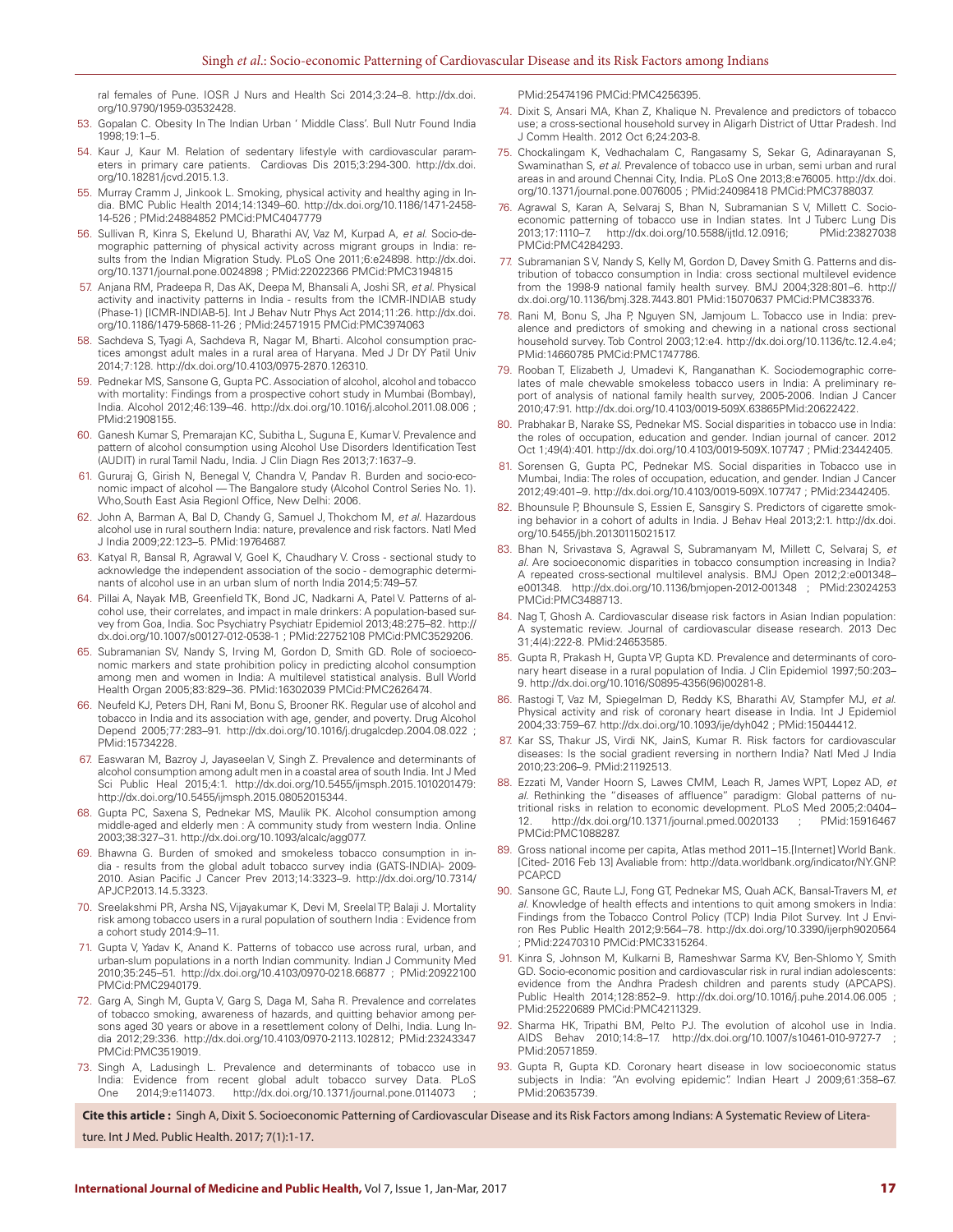ral females of Pune. IOSR J Nurs and Health Sci 2014;3:24–8. http://dx.doi.org/10.9790/1959-03532428.

53. Gopalan C. Obesity In The Indian Urban ' Middle Class'. Bull Nutr Found India 1998;19:1–5.
54. Kaur J, Kaur M. Relation of sedentary lifestyle with cardiovascular parameters in primary care patients. Cardiovas Dis 2015;3:294-300. http://dx.doi.org/10.18281/jcvd.2015.1.3.
55. Murray Cramm J, Jinkook L. Smoking, physical activity and healthy aging in India. BMC Public Health 2014;14:1349–60. http://dx.doi.org/10.1186/1471-2458-14-526 ; PMid:24884852 PMCid:PMC4047779
56. Sullivan R, Kinra S, Ekelund U, Bharathi AV, Vaz M, Kurpad A, *et al.* Socio-demographic patterning of physical activity across migrant groups in India: results from the Indian Migration Study. PLoS One 2011;6:e24898. http://dx.doi.org/10.1371/journal.pone.0024898 ; PMid:22022366 PMCid:PMC3194815
57. Anjana RM, Pradeepa R, Das AK, Deepa M, Bhansali A, Joshi SR, *et al.* Physical activity and inactivity patterns in India - results from the ICMR-INDIAB study (Phase-1) [ICMR-INDIAB-5]. Int J Behav Nutr Phys Act 2014;11:26. http://dx.doi.org/10.1186/1479-5868-11-26 ; PMid:24571915 PMCid:PMC3974063
58. Sachdeva S, Tyagi A, Sachdeva R, Nagar M, Bharti. Alcohol consumption practices amongst adult males in a rural area of Haryana. Med J Dr DY Patil Univ 2014;7:128. http://dx.doi.org/10.4103/0975-2870.126310.
59. Pednekar MS, Sansone G, Gupta PC. Association of alcohol, alcohol and tobacco with mortality: Findings from a prospective cohort study in Mumbai (Bombay), India. Alcohol 2012;46:139–46. http://dx.doi.org/10.1016/j.alcohol.2011.08.006 ; PMid:21908155.
60. Ganesh Kumar S, Premarajan KC, Subitha L, Suguna E, Kumar V. Prevalence and pattern of alcohol consumption using Alcohol Use Disorders Identification Test (AUDIT) in rural Tamil Nadu, India. J Clin Diagn Res 2013;7:1637–9.
61. Gururaj G, Girish N, Benegal V, Chandra V, Pandav R. Burden and socio-economic impact of alcohol — The Bangalore study (Alcohol Control Series No. 1). Who,South East Asia Regionl Office, New Delhi: 2006.
62. John A, Barman A, Bal D, Chandy G, Samuel J, Thokchom M, *et al.* Hazardous alcohol use in rural southern India: nature, prevalence and risk factors. Natl Med J India 2009;22:123–5. PMid:19764687.
63. Katyal R, Bansal R, Agrawal V, Goel K, Chaudhary V. Cross - sectional study to acknowledge the independent association of the socio - demographic determinants of alcohol use in an urban slum of north India 2014;5:749–57.
64. Pillai A, Nayak MB, Greenfield TK, Bond JC, Nadkarni A, Patel V. Patterns of alcohol use, their correlates, and impact in male drinkers: A population-based survey from Goa, India. Soc Psychiatry Psychiatr Epidemiol 2013;48:275–82. http://dx.doi.org/10.1007/s00127-012-0538-1 ; PMid:22752108 PMCid:PMC3529206.
65. Subramanian SV, Nandy S, Irving M, Gordon D, Smith GD. Role of socioeconomic markers and state prohibition policy in predicting alcohol consumption among men and women in India: A multilevel statistical analysis. Bull World Health Organ 2005;83:829–36. PMid:16302039 PMCid:PMC2626474.
66. Neufeld KJ, Peters DH, Rani M, Bonu S, Brooner RK. Regular use of alcohol and tobacco in India and its association with age, gender, and poverty. Drug Alcohol Depend 2005;77:283–91. http://dx.doi.org/10.1016/j.drugalcdep.2004.08.022 ; PMid:15734228.
67. Easwaran M, Bazroy J, Jayaseelan V, Singh Z. Prevalence and determinants of alcohol consumption among adult men in a coastal area of south India. Int J Med Sci Public Heal 2015;4:1. http://dx.doi.org/10.5455/ijmsph.2015.1010201479: http://dx.doi.org/10.5455/ijmsph.2015.08052015344.
68. Gupta PC, Saxena S, Pednekar MS, Maulik PK. Alcohol consumption among middle-aged and elderly men : A community study from western India. Online 2003;38:327–31. http://dx.doi.org/10.1093/alcalc/agg077.
69. Bhawna G. Burden of smoked and smokeless tobacco consumption in india - results from the global adult tobacco survey india (GATS-INDIA)- 2009-2010. Asian Pacific J Cancer Prev 2013;14:3323–9. http://dx.doi.org/10.7314/APJCP.2013.14.5.3323.
70. Sreelakshmi PR, Arsha NS, Vijayakumar K, Devi M, Sreelal TP, Balaji J. Mortality risk among tobacco users in a rural population of southern India : Evidence from a cohort study 2014:9–11.
71. Gupta V, Yadav K, Anand K. Patterns of tobacco use across rural, urban, and urban-slum populations in a north Indian community. Indian J Community Med 2010;35:245–51. http://dx.doi.org/10.4103/0970-0218.66877 ; PMid:20922100 PMCid:PMC2940179.
72. Garg A, Singh M, Gupta V, Garg S, Daga M, Saha R. Prevalence and correlates of tobacco smoking, awareness of hazards, and quitting behavior among persons aged 30 years or above in a resettlement colony of Delhi, India. Lung India 2012;29:336. http://dx.doi.org/10.4103/0970-2113.102812; PMid:23243347 PMCid:PMC3519019.
73. Singh A, Ladusingh L. Prevalence and determinants of tobacco use in India: Evidence from recent global adult tobacco survey Data. PLoS One 2014;9:e114073. http://dx.doi.org/10.1371/journal.pone.0114073 ; PMid:25474196 PMCid:PMC4256395.
74. Dixit S, Ansari MA, Khan Z, Khalique N. Prevalence and predictors of tobacco use; a cross-sectional household survey in Aligarh District of Uttar Pradesh. Ind J Comm Health. 2012 Oct 6;24:203-8.
75. Chockalingam K, Vedhachalam C, Rangasamy S, Sekar G, Adinarayanan S, Swaminathan S, *et al.* Prevalence of tobacco use in urban, semi urban and rural areas in and around Chennai City, India. PLoS One 2013;8:e76005. http://dx.doi.org/10.1371/journal.pone.0076005 ; PMid:24098418 PMCid:PMC3788037.
76. Agrawal S, Karan A, Selvaraj S, Bhan N, Subramanian S V, Millett C. Socio-economic patterning of tobacco use in Indian states. Int J Tuberc Lung Dis 2013;17:1110–7. http://dx.doi.org/10.5588/ijtld.12.0916; PMid:23827038 PMCid:PMC4284293.
77. Subramanian S V, Nandy S, Kelly M, Gordon D, Davey Smith G. Patterns and distribution of tobacco consumption in India: cross sectional multilevel evidence from the 1998-9 national family health survey. BMJ 2004;328:801–6. http://dx.doi.org/10.1136/bmj.328.7443.801 PMid:15070637 PMCid:PMC383376.
78. Rani M, Bonu S, Jha P, Nguyen SN, Jamjoum L. Tobacco use in India: prevalence and predictors of smoking and chewing in a national cross sectional household survey. Tob Control 2003;12:e4. http://dx.doi.org/10.1136/tc.12.4.e4; PMid:14660785 PMCid:PMC1747786.
79. Rooban T, Elizabeth J, Umadevi K, Ranganathan K. Sociodemographic correlates of male chewable smokeless tobacco users in India: A preliminary report of analysis of national family health survey, 2005-2006. Indian J Cancer 2010;47:91. http://dx.doi.org/10.4103/0019-509X.63865PMid:20622422.
80. Prabhakar B, Narake SS, Pednekar MS. Social disparities in tobacco use in India: the roles of occupation, education and gender. Indian journal of cancer. 2012 Oct 1;49(4):401. http://dx.doi.org/10.4103/0019-509X.107747 ; PMid:23442405.
81. Sorensen G, Gupta PC, Pednekar MS. Social disparities in Tobacco use in Mumbai, India: The roles of occupation, education, and gender. Indian J Cancer 2012;49:401–9. http://dx.doi.org/10.4103/0019-509X.107747 ; PMid:23442405.
82. Bhounsule P, Bhounsule S, Essien E, Sansgiry S. Predictors of cigarette smoking behavior in a cohort of adults in India. J Behav Heal 2013;2:1. http://dx.doi.org/10.5455/jbh.20130115021517.
83. Bhan N, Srivastava S, Agrawal S, Subramanyam M, Millett C, Selvaraj S, *et al.* Are socioeconomic disparities in tobacco consumption increasing in India? A repeated cross-sectional multilevel analysis. BMJ Open 2012;2:e001348–e001348. http://dx.doi.org/10.1136/bmjopen-2012-001348 ; PMid:23024253 PMCid:PMC3488713.
84. Nag T, Ghosh A. Cardiovascular disease risk factors in Asian Indian population: A systematic review. Journal of cardiovascular disease research. 2013 Dec 31;4(4):222-8. PMid:24653585.
85. Gupta R, Prakash H, Gupta VP, Gupta KD. Prevalence and determinants of coronary heart disease in a rural population of India. J Clin Epidemiol 1997;50:203–9. http://dx.doi.org/10.1016/S0895-4356(96)00281-8.
86. Rastogi T, Vaz M, Spiegelman D, Reddy KS, Bharathi AV, Stampfer MJ, *et al.* Physical activity and risk of coronary heart disease in India. Int J Epidemiol 2004;33:759–67. http://dx.doi.org/10.1093/ije/dyh042 ; PMid:15044412.
87. Kar SS, Thakur JS, Virdi NK, JainS, Kumar R. Risk factors for cardiovascular diseases: Is the social gradient reversing in northern India? Natl Med J India 2010;23:206–9. PMid:21192513.
88. Ezzati M, Vander Hoorn S, Lawes CMM, Leach R, James WPT, Lopez AD, *et al.* Rethinking the "diseases of affluence" paradigm: Global patterns of nutritional risks in relation to economic development. PLoS Med 2005;2:0404–12. http://dx.doi.org/10.1371/journal.pmed.0020133 ; PMid:15916467 PMCid:PMC1088287.
89. Gross national income per capita, Atlas method 2011–15.[Internet] World Bank. [Cited- 2016 Feb 13] Avaliable from: http://data.worldbank.org/indicator/NY.GNP.PCAP.CD
90. Sansone GC, Raute LJ, Fong GT, Pednekar MS, Quah ACK, Bansal-Travers M, *et al.* Knowledge of health effects and intentions to quit among smokers in India: Findings from the Tobacco Control Policy (TCP) India Pilot Survey. Int J Environ Res Public Health 2012;9:564–78. http://dx.doi.org/10.3390/ijerph9020564 ; PMid:22470310 PMCid:PMC3315264.
91. Kinra S, Johnson M, Kulkarni B, Rameshwar Sarma KV, Ben-Shlomo Y, Smith GD. Socio-economic position and cardiovascular risk in rural indian adolescents: evidence from the Andhra Pradesh children and parents study (APCAPS). Public Health 2014;128:852–9. http://dx.doi.org/10.1016/j.puhe.2014.06.005 ; PMid:25220689 PMCid:PMC4211329.
92. Sharma HK, Tripathi BM, Pelto PJ. The evolution of alcohol use in India. AIDS Behav 2010;14:8–17. http://dx.doi.org/10.1007/s10461-010-9727-7 ; PMid:20571859.
93. Gupta R, Gupta KD. Coronary heart disease in low socioeconomic status subjects in India: "An evolving epidemic". Indian Heart J 2009;61:358–67. PMid:20635739.

**Cite this article :** Singh A, Dixit S. Socioeconomic Patterning of Cardiovascular Disease and its Risk Factors among Indians: A Systematic Review of Literature. Int J Med. Public Health. 2017; 7(1):1-17.